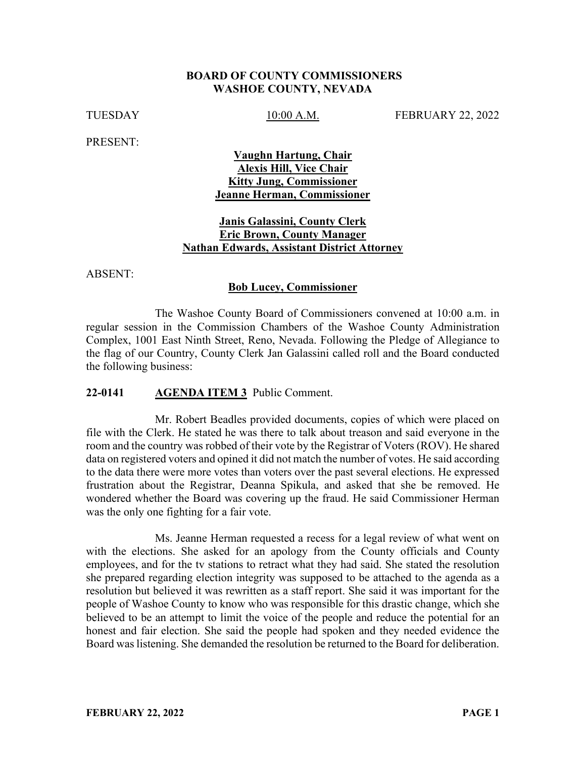**BOARD OF COUNTY COMMISSIONERS**
**WASHOE COUNTY, NEVADA**

TUESDAY                    10:00 A.M.                    FEBRUARY 22, 2022

PRESENT:

**Vaughn Hartung, Chair**
**Alexis Hill, Vice Chair**
**Kitty Jung, Commissioner**
**Jeanne Herman, Commissioner**

**Janis Galassini, County Clerk**
**Eric Brown, County Manager**
**Nathan Edwards, Assistant District Attorney**

ABSENT:

**Bob Lucey, Commissioner**

The Washoe County Board of Commissioners convened at 10:00 a.m. in regular session in the Commission Chambers of the Washoe County Administration Complex, 1001 East Ninth Street, Reno, Nevada. Following the Pledge of Allegiance to the flag of our Country, County Clerk Jan Galassini called roll and the Board conducted the following business:

**22-0141 AGENDA ITEM 3** Public Comment.

Mr. Robert Beadles provided documents, copies of which were placed on file with the Clerk. He stated he was there to talk about treason and said everyone in the room and the country was robbed of their vote by the Registrar of Voters (ROV). He shared data on registered voters and opined it did not match the number of votes. He said according to the data there were more votes than voters over the past several elections. He expressed frustration about the Registrar, Deanna Spikula, and asked that she be removed. He wondered whether the Board was covering up the fraud. He said Commissioner Herman was the only one fighting for a fair vote.

Ms. Jeanne Herman requested a recess for a legal review of what went on with the elections. She asked for an apology from the County officials and County employees, and for the tv stations to retract what they had said. She stated the resolution she prepared regarding election integrity was supposed to be attached to the agenda as a resolution but believed it was rewritten as a staff report. She said it was important for the people of Washoe County to know who was responsible for this drastic change, which she believed to be an attempt to limit the voice of the people and reduce the potential for an honest and fair election. She said the people had spoken and they needed evidence the Board was listening. She demanded the resolution be returned to the Board for deliberation.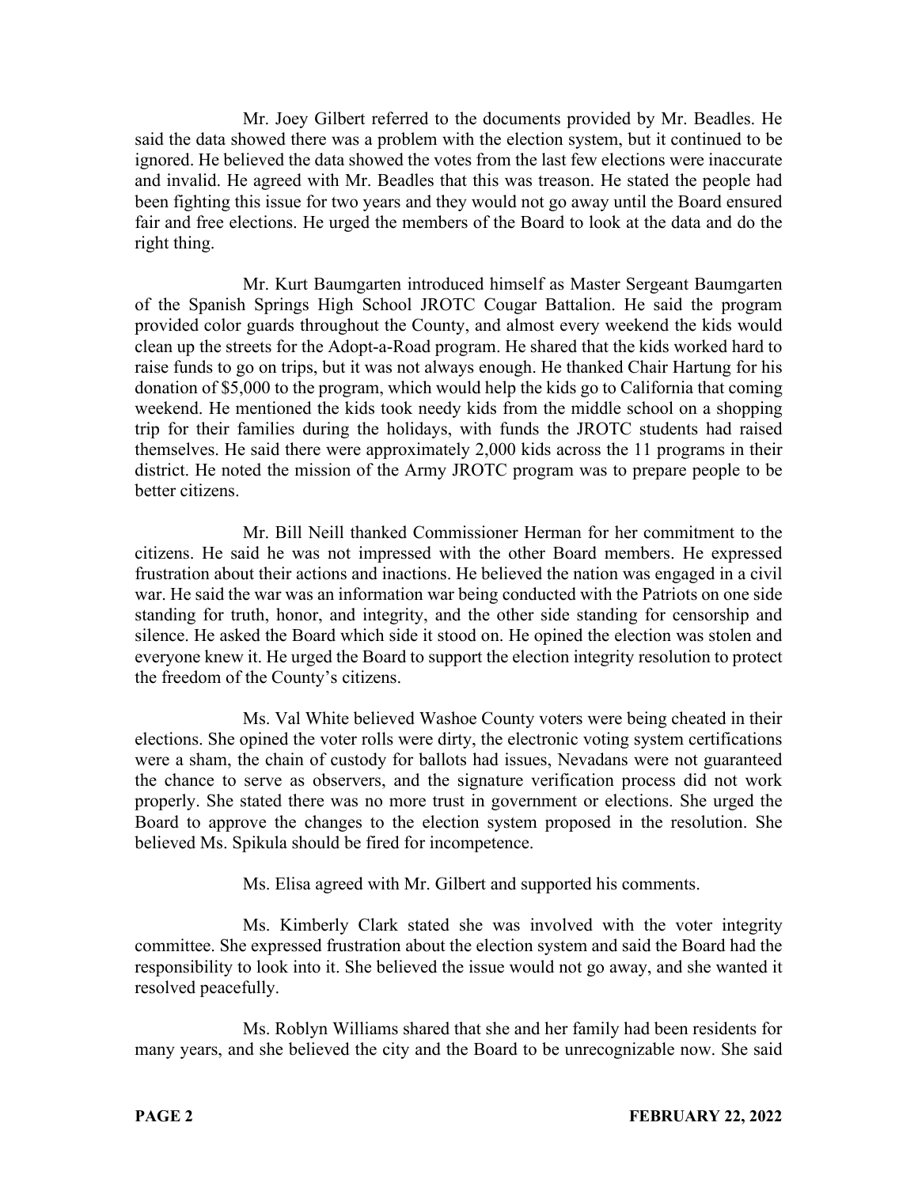Mr. Joey Gilbert referred to the documents provided by Mr. Beadles. He said the data showed there was a problem with the election system, but it continued to be ignored. He believed the data showed the votes from the last few elections were inaccurate and invalid. He agreed with Mr. Beadles that this was treason. He stated the people had been fighting this issue for two years and they would not go away until the Board ensured fair and free elections. He urged the members of the Board to look at the data and do the right thing.

Mr. Kurt Baumgarten introduced himself as Master Sergeant Baumgarten of the Spanish Springs High School JROTC Cougar Battalion. He said the program provided color guards throughout the County, and almost every weekend the kids would clean up the streets for the Adopt-a-Road program. He shared that the kids worked hard to raise funds to go on trips, but it was not always enough. He thanked Chair Hartung for his donation of $5,000 to the program, which would help the kids go to California that coming weekend. He mentioned the kids took needy kids from the middle school on a shopping trip for their families during the holidays, with funds the JROTC students had raised themselves. He said there were approximately 2,000 kids across the 11 programs in their district. He noted the mission of the Army JROTC program was to prepare people to be better citizens.

Mr. Bill Neill thanked Commissioner Herman for her commitment to the citizens. He said he was not impressed with the other Board members. He expressed frustration about their actions and inactions. He believed the nation was engaged in a civil war. He said the war was an information war being conducted with the Patriots on one side standing for truth, honor, and integrity, and the other side standing for censorship and silence. He asked the Board which side it stood on. He opined the election was stolen and everyone knew it. He urged the Board to support the election integrity resolution to protect the freedom of the County's citizens.

Ms. Val White believed Washoe County voters were being cheated in their elections. She opined the voter rolls were dirty, the electronic voting system certifications were a sham, the chain of custody for ballots had issues, Nevadans were not guaranteed the chance to serve as observers, and the signature verification process did not work properly. She stated there was no more trust in government or elections. She urged the Board to approve the changes to the election system proposed in the resolution. She believed Ms. Spikula should be fired for incompetence.

Ms. Elisa agreed with Mr. Gilbert and supported his comments.

Ms. Kimberly Clark stated she was involved with the voter integrity committee. She expressed frustration about the election system and said the Board had the responsibility to look into it. She believed the issue would not go away, and she wanted it resolved peacefully.

Ms. Roblyn Williams shared that she and her family had been residents for many years, and she believed the city and the Board to be unrecognizable now. She said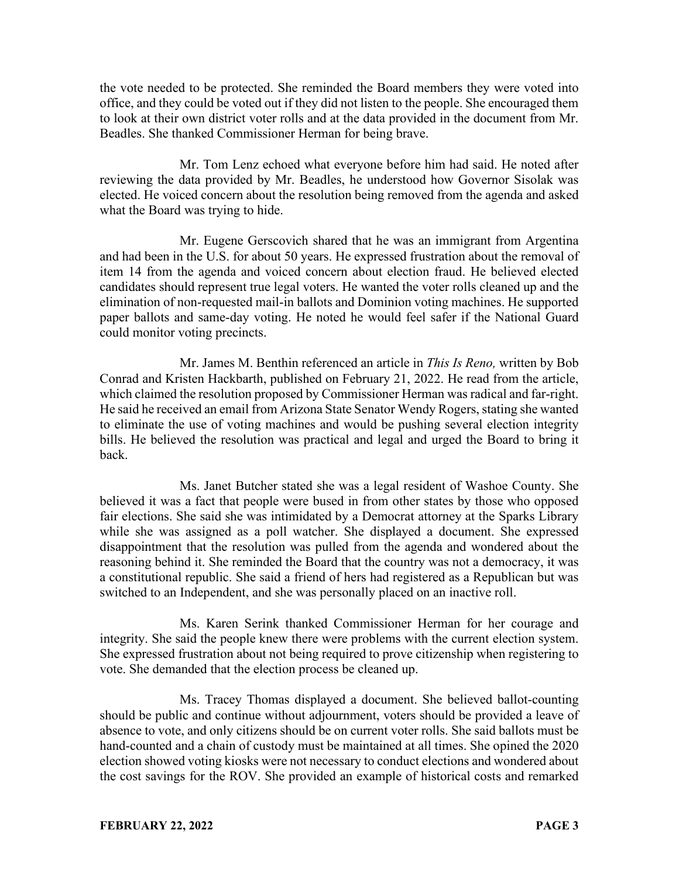the vote needed to be protected. She reminded the Board members they were voted into office, and they could be voted out if they did not listen to the people. She encouraged them to look at their own district voter rolls and at the data provided in the document from Mr. Beadles. She thanked Commissioner Herman for being brave.

Mr. Tom Lenz echoed what everyone before him had said. He noted after reviewing the data provided by Mr. Beadles, he understood how Governor Sisolak was elected. He voiced concern about the resolution being removed from the agenda and asked what the Board was trying to hide.

Mr. Eugene Gerscovich shared that he was an immigrant from Argentina and had been in the U.S. for about 50 years. He expressed frustration about the removal of item 14 from the agenda and voiced concern about election fraud. He believed elected candidates should represent true legal voters. He wanted the voter rolls cleaned up and the elimination of non-requested mail-in ballots and Dominion voting machines. He supported paper ballots and same-day voting. He noted he would feel safer if the National Guard could monitor voting precincts.

Mr. James M. Benthin referenced an article in *This Is Reno,* written by Bob Conrad and Kristen Hackbarth, published on February 21, 2022. He read from the article, which claimed the resolution proposed by Commissioner Herman was radical and far-right. He said he received an email from Arizona State Senator Wendy Rogers, stating she wanted to eliminate the use of voting machines and would be pushing several election integrity bills. He believed the resolution was practical and legal and urged the Board to bring it back.

Ms. Janet Butcher stated she was a legal resident of Washoe County. She believed it was a fact that people were bused in from other states by those who opposed fair elections. She said she was intimidated by a Democrat attorney at the Sparks Library while she was assigned as a poll watcher. She displayed a document. She expressed disappointment that the resolution was pulled from the agenda and wondered about the reasoning behind it. She reminded the Board that the country was not a democracy, it was a constitutional republic. She said a friend of hers had registered as a Republican but was switched to an Independent, and she was personally placed on an inactive roll.

Ms. Karen Serink thanked Commissioner Herman for her courage and integrity. She said the people knew there were problems with the current election system. She expressed frustration about not being required to prove citizenship when registering to vote. She demanded that the election process be cleaned up.

Ms. Tracey Thomas displayed a document. She believed ballot-counting should be public and continue without adjournment, voters should be provided a leave of absence to vote, and only citizens should be on current voter rolls. She said ballots must be hand-counted and a chain of custody must be maintained at all times. She opined the 2020 election showed voting kiosks were not necessary to conduct elections and wondered about the cost savings for the ROV. She provided an example of historical costs and remarked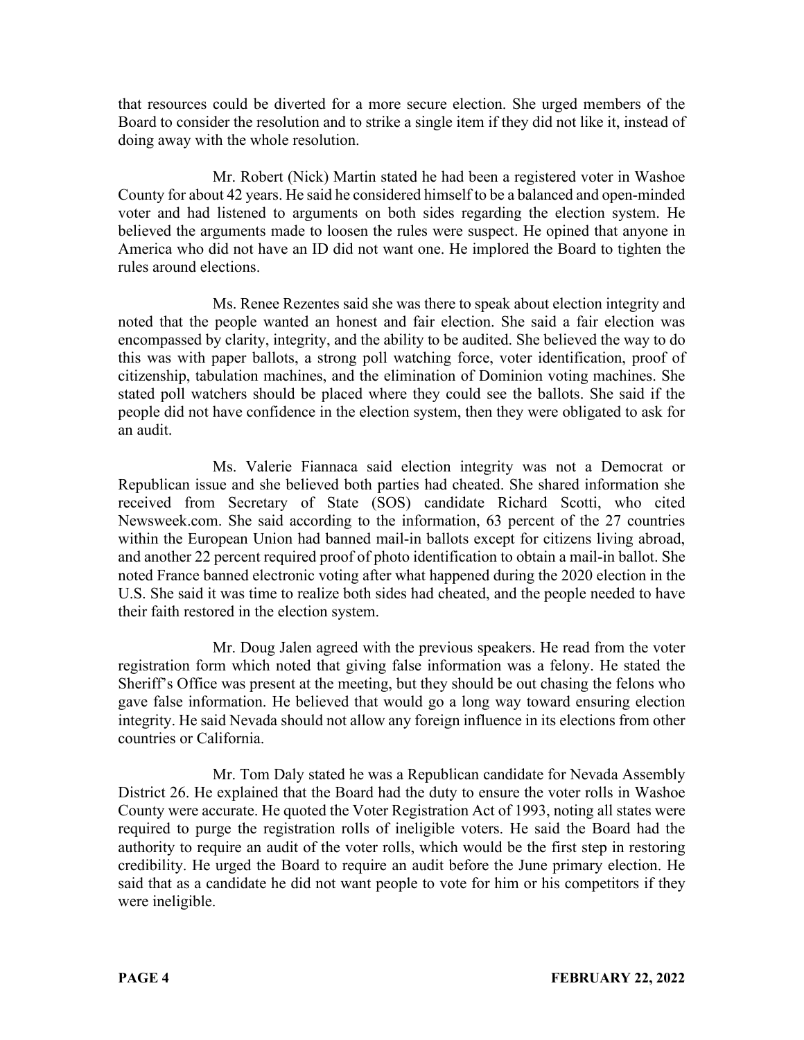that resources could be diverted for a more secure election. She urged members of the Board to consider the resolution and to strike a single item if they did not like it, instead of doing away with the whole resolution.

Mr. Robert (Nick) Martin stated he had been a registered voter in Washoe County for about 42 years. He said he considered himself to be a balanced and open-minded voter and had listened to arguments on both sides regarding the election system. He believed the arguments made to loosen the rules were suspect. He opined that anyone in America who did not have an ID did not want one. He implored the Board to tighten the rules around elections.

Ms. Renee Rezentes said she was there to speak about election integrity and noted that the people wanted an honest and fair election. She said a fair election was encompassed by clarity, integrity, and the ability to be audited. She believed the way to do this was with paper ballots, a strong poll watching force, voter identification, proof of citizenship, tabulation machines, and the elimination of Dominion voting machines. She stated poll watchers should be placed where they could see the ballots. She said if the people did not have confidence in the election system, then they were obligated to ask for an audit.

Ms. Valerie Fiannaca said election integrity was not a Democrat or Republican issue and she believed both parties had cheated. She shared information she received from Secretary of State (SOS) candidate Richard Scotti, who cited Newsweek.com. She said according to the information, 63 percent of the 27 countries within the European Union had banned mail-in ballots except for citizens living abroad, and another 22 percent required proof of photo identification to obtain a mail-in ballot. She noted France banned electronic voting after what happened during the 2020 election in the U.S. She said it was time to realize both sides had cheated, and the people needed to have their faith restored in the election system.

Mr. Doug Jalen agreed with the previous speakers. He read from the voter registration form which noted that giving false information was a felony. He stated the Sheriff's Office was present at the meeting, but they should be out chasing the felons who gave false information. He believed that would go a long way toward ensuring election integrity. He said Nevada should not allow any foreign influence in its elections from other countries or California.

Mr. Tom Daly stated he was a Republican candidate for Nevada Assembly District 26. He explained that the Board had the duty to ensure the voter rolls in Washoe County were accurate. He quoted the Voter Registration Act of 1993, noting all states were required to purge the registration rolls of ineligible voters. He said the Board had the authority to require an audit of the voter rolls, which would be the first step in restoring credibility. He urged the Board to require an audit before the June primary election. He said that as a candidate he did not want people to vote for him or his competitors if they were ineligible.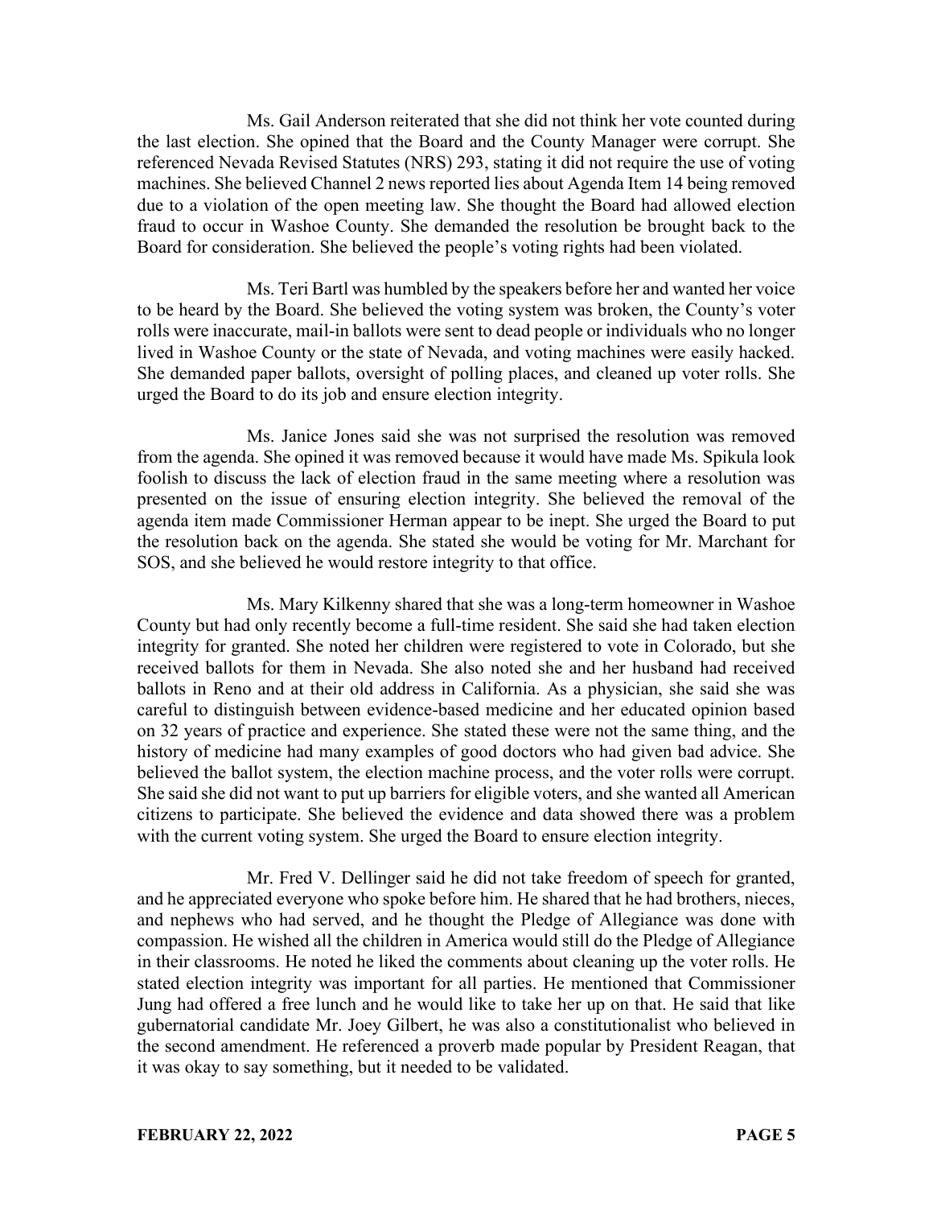Ms. Gail Anderson reiterated that she did not think her vote counted during the last election. She opined that the Board and the County Manager were corrupt. She referenced Nevada Revised Statutes (NRS) 293, stating it did not require the use of voting machines. She believed Channel 2 news reported lies about Agenda Item 14 being removed due to a violation of the open meeting law. She thought the Board had allowed election fraud to occur in Washoe County. She demanded the resolution be brought back to the Board for consideration. She believed the people's voting rights had been violated.

Ms. Teri Bartl was humbled by the speakers before her and wanted her voice to be heard by the Board. She believed the voting system was broken, the County's voter rolls were inaccurate, mail-in ballots were sent to dead people or individuals who no longer lived in Washoe County or the state of Nevada, and voting machines were easily hacked. She demanded paper ballots, oversight of polling places, and cleaned up voter rolls. She urged the Board to do its job and ensure election integrity.

Ms. Janice Jones said she was not surprised the resolution was removed from the agenda. She opined it was removed because it would have made Ms. Spikula look foolish to discuss the lack of election fraud in the same meeting where a resolution was presented on the issue of ensuring election integrity. She believed the removal of the agenda item made Commissioner Herman appear to be inept. She urged the Board to put the resolution back on the agenda. She stated she would be voting for Mr. Marchant for SOS, and she believed he would restore integrity to that office.

Ms. Mary Kilkenny shared that she was a long-term homeowner in Washoe County but had only recently become a full-time resident. She said she had taken election integrity for granted. She noted her children were registered to vote in Colorado, but she received ballots for them in Nevada. She also noted she and her husband had received ballots in Reno and at their old address in California. As a physician, she said she was careful to distinguish between evidence-based medicine and her educated opinion based on 32 years of practice and experience. She stated these were not the same thing, and the history of medicine had many examples of good doctors who had given bad advice. She believed the ballot system, the election machine process, and the voter rolls were corrupt. She said she did not want to put up barriers for eligible voters, and she wanted all American citizens to participate. She believed the evidence and data showed there was a problem with the current voting system. She urged the Board to ensure election integrity.

Mr. Fred V. Dellinger said he did not take freedom of speech for granted, and he appreciated everyone who spoke before him. He shared that he had brothers, nieces, and nephews who had served, and he thought the Pledge of Allegiance was done with compassion. He wished all the children in America would still do the Pledge of Allegiance in their classrooms. He noted he liked the comments about cleaning up the voter rolls. He stated election integrity was important for all parties. He mentioned that Commissioner Jung had offered a free lunch and he would like to take her up on that. He said that like gubernatorial candidate Mr. Joey Gilbert, he was also a constitutionalist who believed in the second amendment. He referenced a proverb made popular by President Reagan, that it was okay to say something, but it needed to be validated.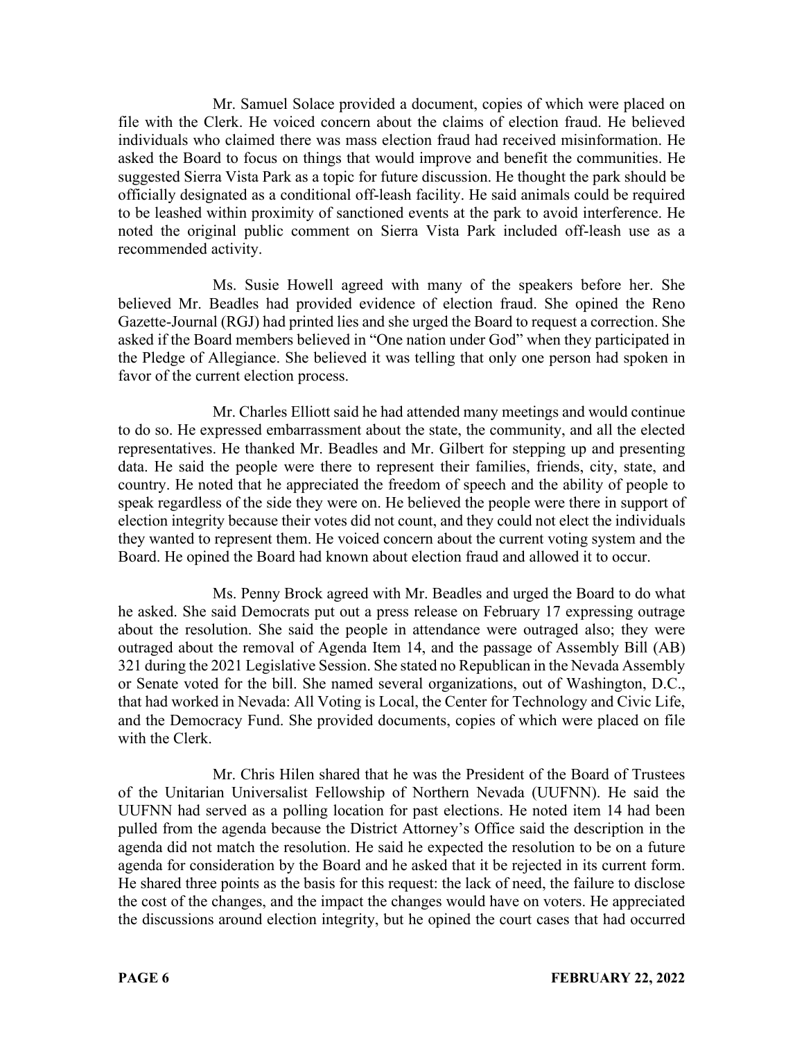Mr. Samuel Solace provided a document, copies of which were placed on file with the Clerk. He voiced concern about the claims of election fraud. He believed individuals who claimed there was mass election fraud had received misinformation. He asked the Board to focus on things that would improve and benefit the communities. He suggested Sierra Vista Park as a topic for future discussion. He thought the park should be officially designated as a conditional off-leash facility. He said animals could be required to be leashed within proximity of sanctioned events at the park to avoid interference. He noted the original public comment on Sierra Vista Park included off-leash use as a recommended activity.

Ms. Susie Howell agreed with many of the speakers before her. She believed Mr. Beadles had provided evidence of election fraud. She opined the Reno Gazette-Journal (RGJ) had printed lies and she urged the Board to request a correction. She asked if the Board members believed in "One nation under God" when they participated in the Pledge of Allegiance. She believed it was telling that only one person had spoken in favor of the current election process.

Mr. Charles Elliott said he had attended many meetings and would continue to do so. He expressed embarrassment about the state, the community, and all the elected representatives. He thanked Mr. Beadles and Mr. Gilbert for stepping up and presenting data. He said the people were there to represent their families, friends, city, state, and country. He noted that he appreciated the freedom of speech and the ability of people to speak regardless of the side they were on. He believed the people were there in support of election integrity because their votes did not count, and they could not elect the individuals they wanted to represent them. He voiced concern about the current voting system and the Board. He opined the Board had known about election fraud and allowed it to occur.

Ms. Penny Brock agreed with Mr. Beadles and urged the Board to do what he asked. She said Democrats put out a press release on February 17 expressing outrage about the resolution. She said the people in attendance were outraged also; they were outraged about the removal of Agenda Item 14, and the passage of Assembly Bill (AB) 321 during the 2021 Legislative Session. She stated no Republican in the Nevada Assembly or Senate voted for the bill. She named several organizations, out of Washington, D.C., that had worked in Nevada: All Voting is Local, the Center for Technology and Civic Life, and the Democracy Fund. She provided documents, copies of which were placed on file with the Clerk.

Mr. Chris Hilen shared that he was the President of the Board of Trustees of the Unitarian Universalist Fellowship of Northern Nevada (UUFNN). He said the UUFNN had served as a polling location for past elections. He noted item 14 had been pulled from the agenda because the District Attorney's Office said the description in the agenda did not match the resolution. He said he expected the resolution to be on a future agenda for consideration by the Board and he asked that it be rejected in its current form. He shared three points as the basis for this request: the lack of need, the failure to disclose the cost of the changes, and the impact the changes would have on voters. He appreciated the discussions around election integrity, but he opined the court cases that had occurred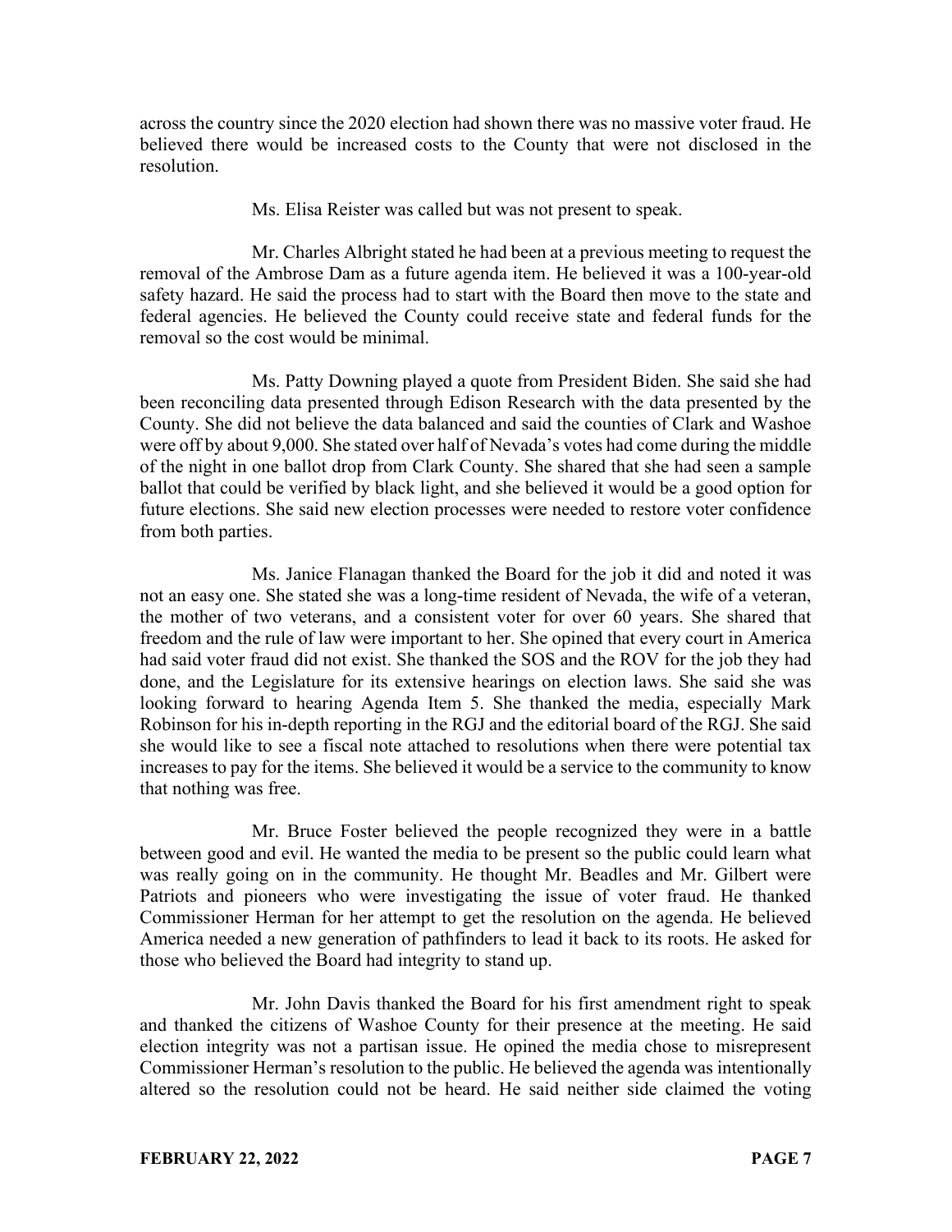across the country since the 2020 election had shown there was no massive voter fraud. He believed there would be increased costs to the County that were not disclosed in the resolution.

Ms. Elisa Reister was called but was not present to speak.

Mr. Charles Albright stated he had been at a previous meeting to request the removal of the Ambrose Dam as a future agenda item. He believed it was a 100-year-old safety hazard. He said the process had to start with the Board then move to the state and federal agencies. He believed the County could receive state and federal funds for the removal so the cost would be minimal.

Ms. Patty Downing played a quote from President Biden. She said she had been reconciling data presented through Edison Research with the data presented by the County. She did not believe the data balanced and said the counties of Clark and Washoe were off by about 9,000. She stated over half of Nevada's votes had come during the middle of the night in one ballot drop from Clark County. She shared that she had seen a sample ballot that could be verified by black light, and she believed it would be a good option for future elections. She said new election processes were needed to restore voter confidence from both parties.

Ms. Janice Flanagan thanked the Board for the job it did and noted it was not an easy one. She stated she was a long-time resident of Nevada, the wife of a veteran, the mother of two veterans, and a consistent voter for over 60 years. She shared that freedom and the rule of law were important to her. She opined that every court in America had said voter fraud did not exist. She thanked the SOS and the ROV for the job they had done, and the Legislature for its extensive hearings on election laws. She said she was looking forward to hearing Agenda Item 5. She thanked the media, especially Mark Robinson for his in-depth reporting in the RGJ and the editorial board of the RGJ. She said she would like to see a fiscal note attached to resolutions when there were potential tax increases to pay for the items. She believed it would be a service to the community to know that nothing was free.

Mr. Bruce Foster believed the people recognized they were in a battle between good and evil. He wanted the media to be present so the public could learn what was really going on in the community. He thought Mr. Beadles and Mr. Gilbert were Patriots and pioneers who were investigating the issue of voter fraud. He thanked Commissioner Herman for her attempt to get the resolution on the agenda. He believed America needed a new generation of pathfinders to lead it back to its roots. He asked for those who believed the Board had integrity to stand up.

Mr. John Davis thanked the Board for his first amendment right to speak and thanked the citizens of Washoe County for their presence at the meeting. He said election integrity was not a partisan issue. He opined the media chose to misrepresent Commissioner Herman's resolution to the public. He believed the agenda was intentionally altered so the resolution could not be heard. He said neither side claimed the voting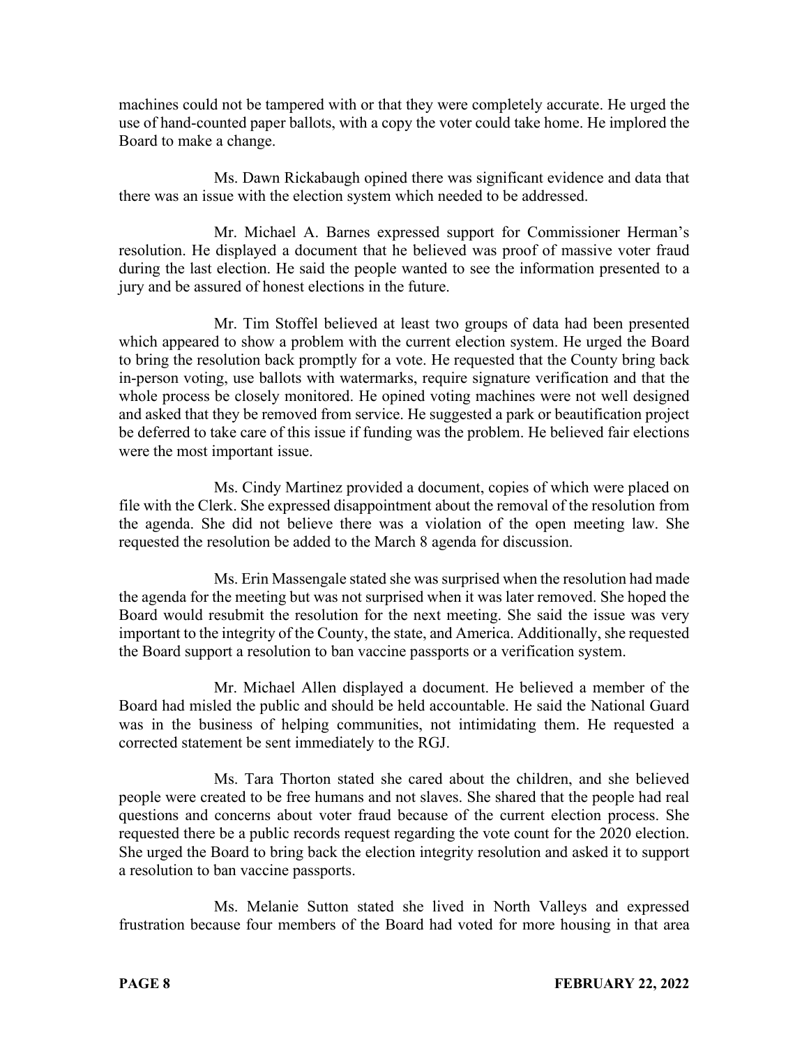machines could not be tampered with or that they were completely accurate. He urged the use of hand-counted paper ballots, with a copy the voter could take home. He implored the Board to make a change.

Ms. Dawn Rickabaugh opined there was significant evidence and data that there was an issue with the election system which needed to be addressed.

Mr. Michael A. Barnes expressed support for Commissioner Herman's resolution. He displayed a document that he believed was proof of massive voter fraud during the last election. He said the people wanted to see the information presented to a jury and be assured of honest elections in the future.

Mr. Tim Stoffel believed at least two groups of data had been presented which appeared to show a problem with the current election system. He urged the Board to bring the resolution back promptly for a vote. He requested that the County bring back in-person voting, use ballots with watermarks, require signature verification and that the whole process be closely monitored. He opined voting machines were not well designed and asked that they be removed from service. He suggested a park or beautification project be deferred to take care of this issue if funding was the problem. He believed fair elections were the most important issue.

Ms. Cindy Martinez provided a document, copies of which were placed on file with the Clerk. She expressed disappointment about the removal of the resolution from the agenda. She did not believe there was a violation of the open meeting law. She requested the resolution be added to the March 8 agenda for discussion.

Ms. Erin Massengale stated she was surprised when the resolution had made the agenda for the meeting but was not surprised when it was later removed. She hoped the Board would resubmit the resolution for the next meeting. She said the issue was very important to the integrity of the County, the state, and America. Additionally, she requested the Board support a resolution to ban vaccine passports or a verification system.

Mr. Michael Allen displayed a document. He believed a member of the Board had misled the public and should be held accountable. He said the National Guard was in the business of helping communities, not intimidating them. He requested a corrected statement be sent immediately to the RGJ.

Ms. Tara Thorton stated she cared about the children, and she believed people were created to be free humans and not slaves. She shared that the people had real questions and concerns about voter fraud because of the current election process. She requested there be a public records request regarding the vote count for the 2020 election. She urged the Board to bring back the election integrity resolution and asked it to support a resolution to ban vaccine passports.

Ms. Melanie Sutton stated she lived in North Valleys and expressed frustration because four members of the Board had voted for more housing in that area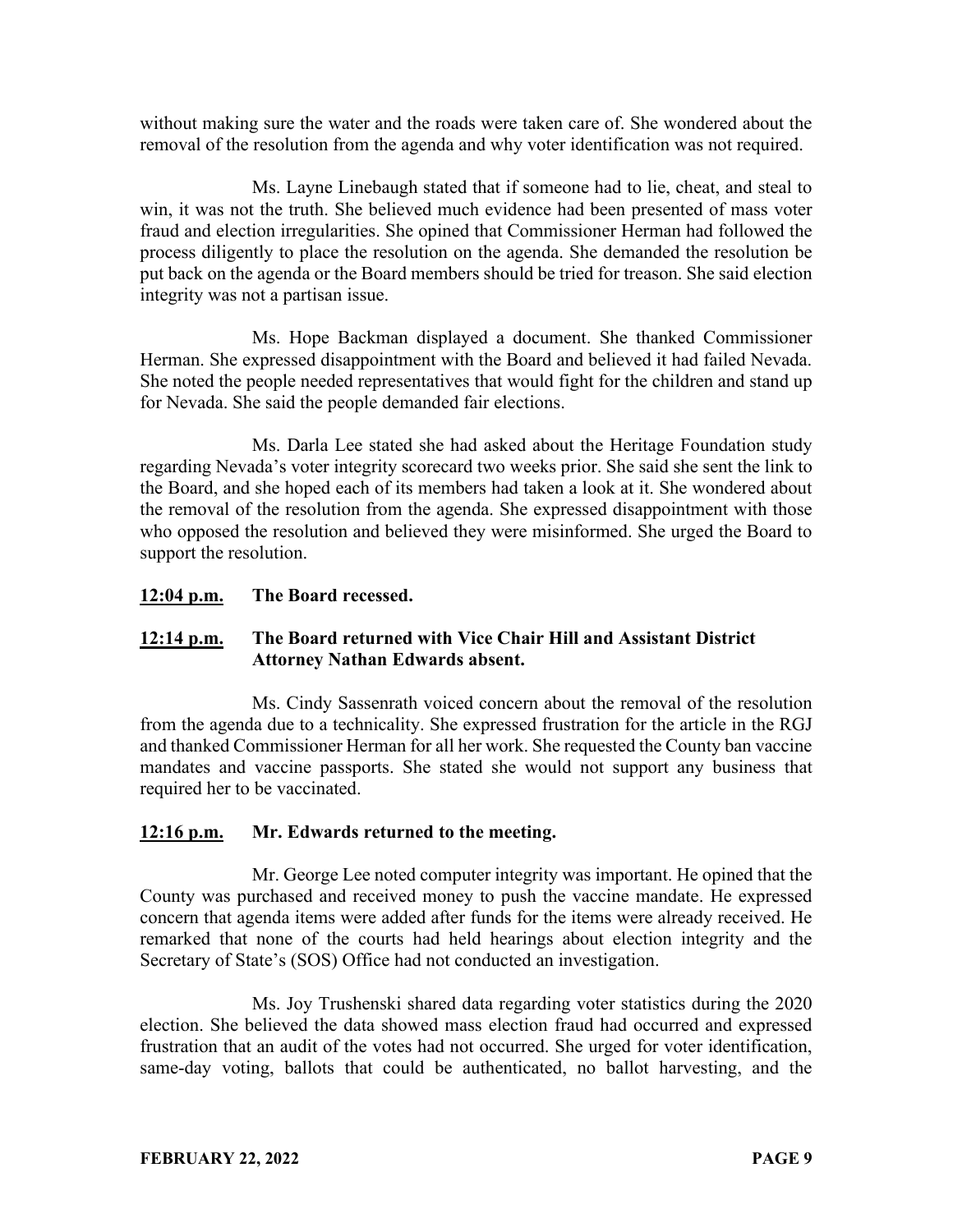without making sure the water and the roads were taken care of. She wondered about the removal of the resolution from the agenda and why voter identification was not required.

Ms. Layne Linebaugh stated that if someone had to lie, cheat, and steal to win, it was not the truth. She believed much evidence had been presented of mass voter fraud and election irregularities. She opined that Commissioner Herman had followed the process diligently to place the resolution on the agenda. She demanded the resolution be put back on the agenda or the Board members should be tried for treason. She said election integrity was not a partisan issue.

Ms. Hope Backman displayed a document. She thanked Commissioner Herman. She expressed disappointment with the Board and believed it had failed Nevada. She noted the people needed representatives that would fight for the children and stand up for Nevada. She said the people demanded fair elections.

Ms. Darla Lee stated she had asked about the Heritage Foundation study regarding Nevada's voter integrity scorecard two weeks prior. She said she sent the link to the Board, and she hoped each of its members had taken a look at it. She wondered about the removal of the resolution from the agenda. She expressed disappointment with those who opposed the resolution and believed they were misinformed. She urged the Board to support the resolution.

**<u>12:04 p.m.</u> The Board recessed.**

**<u>12:14 p.m.</u> The Board returned with Vice Chair Hill and Assistant District Attorney Nathan Edwards absent.**

Ms. Cindy Sassenrath voiced concern about the removal of the resolution from the agenda due to a technicality. She expressed frustration for the article in the RGJ and thanked Commissioner Herman for all her work. She requested the County ban vaccine mandates and vaccine passports. She stated she would not support any business that required her to be vaccinated.

**<u>12:16 p.m.</u> Mr. Edwards returned to the meeting.**

Mr. George Lee noted computer integrity was important. He opined that the County was purchased and received money to push the vaccine mandate. He expressed concern that agenda items were added after funds for the items were already received. He remarked that none of the courts had held hearings about election integrity and the Secretary of State's (SOS) Office had not conducted an investigation.

Ms. Joy Trushenski shared data regarding voter statistics during the 2020 election. She believed the data showed mass election fraud had occurred and expressed frustration that an audit of the votes had not occurred. She urged for voter identification, same-day voting, ballots that could be authenticated, no ballot harvesting, and the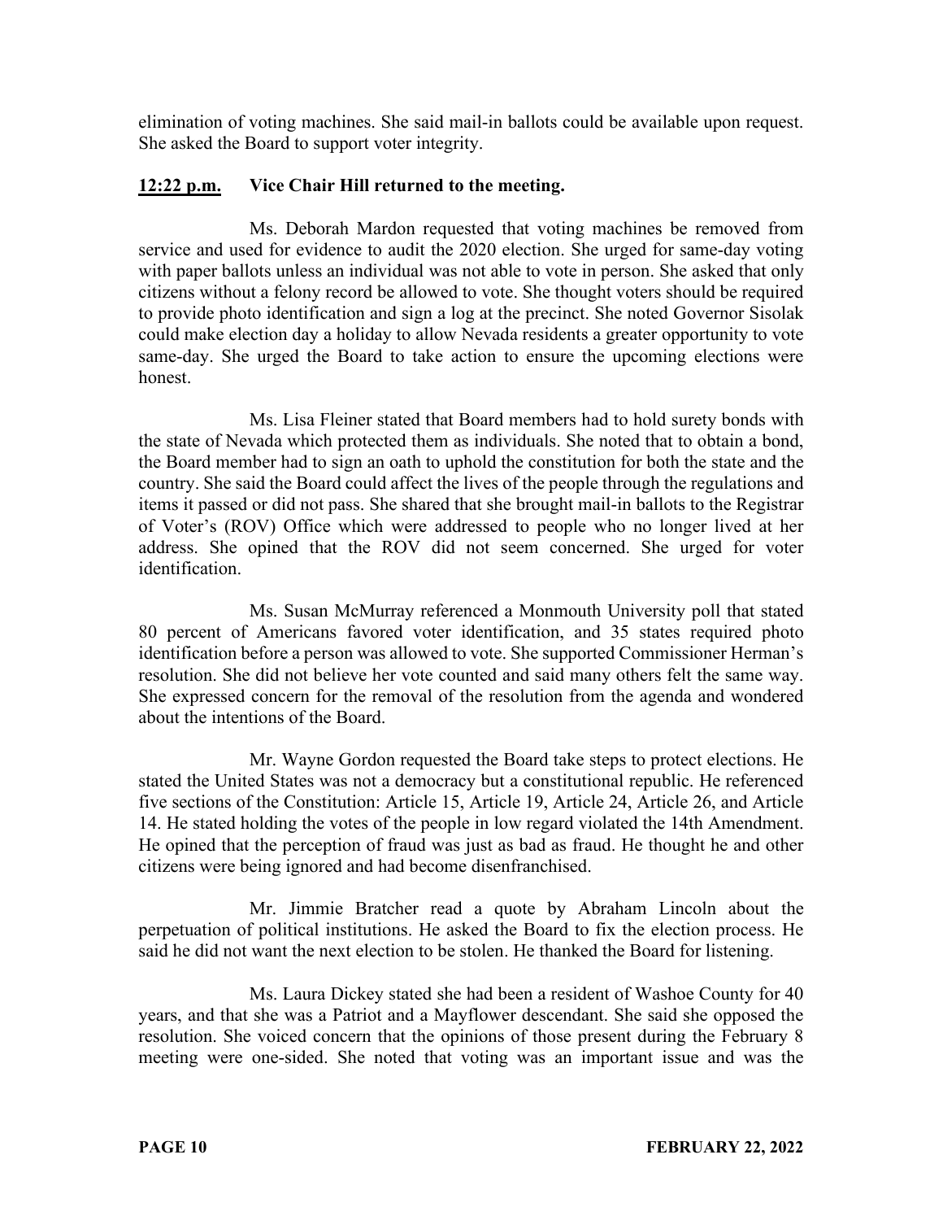elimination of voting machines. She said mail-in ballots could be available upon request. She asked the Board to support voter integrity.

**12:22 p.m. Vice Chair Hill returned to the meeting.**

Ms. Deborah Mardon requested that voting machines be removed from service and used for evidence to audit the 2020 election. She urged for same-day voting with paper ballots unless an individual was not able to vote in person. She asked that only citizens without a felony record be allowed to vote. She thought voters should be required to provide photo identification and sign a log at the precinct. She noted Governor Sisolak could make election day a holiday to allow Nevada residents a greater opportunity to vote same-day. She urged the Board to take action to ensure the upcoming elections were honest.

Ms. Lisa Fleiner stated that Board members had to hold surety bonds with the state of Nevada which protected them as individuals. She noted that to obtain a bond, the Board member had to sign an oath to uphold the constitution for both the state and the country. She said the Board could affect the lives of the people through the regulations and items it passed or did not pass. She shared that she brought mail-in ballots to the Registrar of Voter's (ROV) Office which were addressed to people who no longer lived at her address. She opined that the ROV did not seem concerned. She urged for voter identification.

Ms. Susan McMurray referenced a Monmouth University poll that stated 80 percent of Americans favored voter identification, and 35 states required photo identification before a person was allowed to vote. She supported Commissioner Herman's resolution. She did not believe her vote counted and said many others felt the same way. She expressed concern for the removal of the resolution from the agenda and wondered about the intentions of the Board.

Mr. Wayne Gordon requested the Board take steps to protect elections. He stated the United States was not a democracy but a constitutional republic. He referenced five sections of the Constitution: Article 15, Article 19, Article 24, Article 26, and Article 14. He stated holding the votes of the people in low regard violated the 14th Amendment. He opined that the perception of fraud was just as bad as fraud. He thought he and other citizens were being ignored and had become disenfranchised.

Mr. Jimmie Bratcher read a quote by Abraham Lincoln about the perpetuation of political institutions. He asked the Board to fix the election process. He said he did not want the next election to be stolen. He thanked the Board for listening.

Ms. Laura Dickey stated she had been a resident of Washoe County for 40 years, and that she was a Patriot and a Mayflower descendant. She said she opposed the resolution. She voiced concern that the opinions of those present during the February 8 meeting were one-sided. She noted that voting was an important issue and was the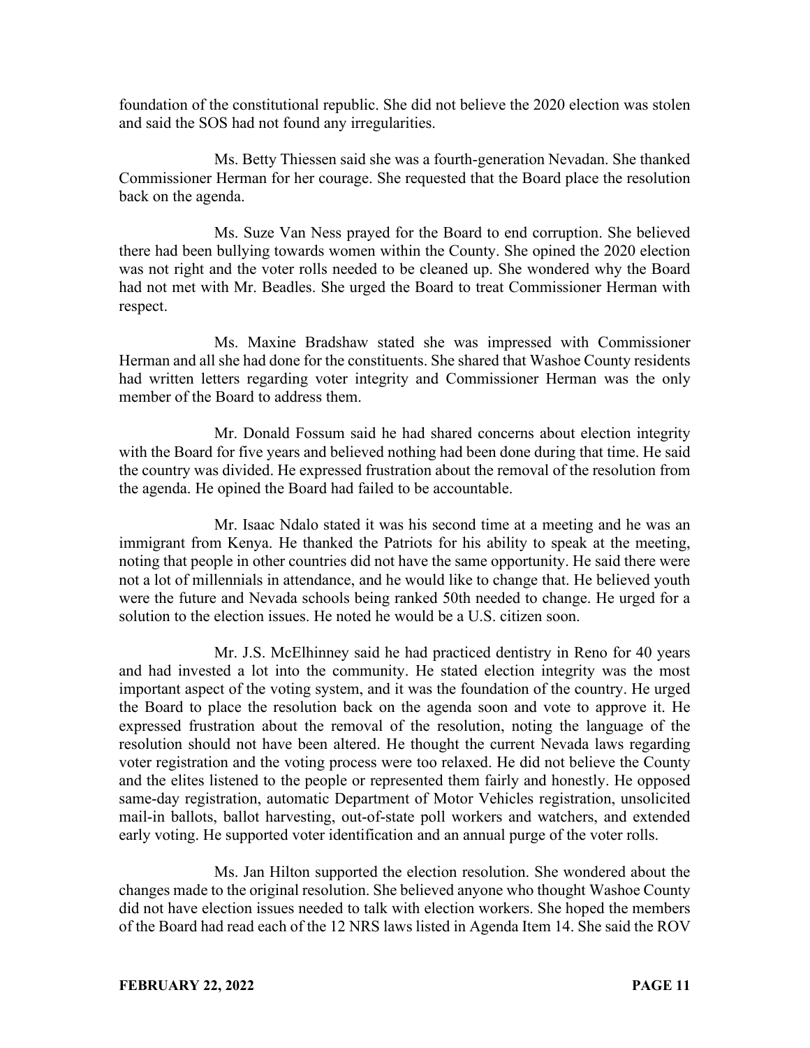foundation of the constitutional republic. She did not believe the 2020 election was stolen and said the SOS had not found any irregularities.

Ms. Betty Thiessen said she was a fourth-generation Nevadan. She thanked Commissioner Herman for her courage. She requested that the Board place the resolution back on the agenda.

Ms. Suze Van Ness prayed for the Board to end corruption. She believed there had been bullying towards women within the County. She opined the 2020 election was not right and the voter rolls needed to be cleaned up. She wondered why the Board had not met with Mr. Beadles. She urged the Board to treat Commissioner Herman with respect.

Ms. Maxine Bradshaw stated she was impressed with Commissioner Herman and all she had done for the constituents. She shared that Washoe County residents had written letters regarding voter integrity and Commissioner Herman was the only member of the Board to address them.

Mr. Donald Fossum said he had shared concerns about election integrity with the Board for five years and believed nothing had been done during that time. He said the country was divided. He expressed frustration about the removal of the resolution from the agenda. He opined the Board had failed to be accountable.

Mr. Isaac Ndalo stated it was his second time at a meeting and he was an immigrant from Kenya. He thanked the Patriots for his ability to speak at the meeting, noting that people in other countries did not have the same opportunity. He said there were not a lot of millennials in attendance, and he would like to change that. He believed youth were the future and Nevada schools being ranked 50th needed to change. He urged for a solution to the election issues. He noted he would be a U.S. citizen soon.

Mr. J.S. McElhinney said he had practiced dentistry in Reno for 40 years and had invested a lot into the community. He stated election integrity was the most important aspect of the voting system, and it was the foundation of the country. He urged the Board to place the resolution back on the agenda soon and vote to approve it. He expressed frustration about the removal of the resolution, noting the language of the resolution should not have been altered. He thought the current Nevada laws regarding voter registration and the voting process were too relaxed. He did not believe the County and the elites listened to the people or represented them fairly and honestly. He opposed same-day registration, automatic Department of Motor Vehicles registration, unsolicited mail-in ballots, ballot harvesting, out-of-state poll workers and watchers, and extended early voting. He supported voter identification and an annual purge of the voter rolls.

Ms. Jan Hilton supported the election resolution. She wondered about the changes made to the original resolution. She believed anyone who thought Washoe County did not have election issues needed to talk with election workers. She hoped the members of the Board had read each of the 12 NRS laws listed in Agenda Item 14. She said the ROV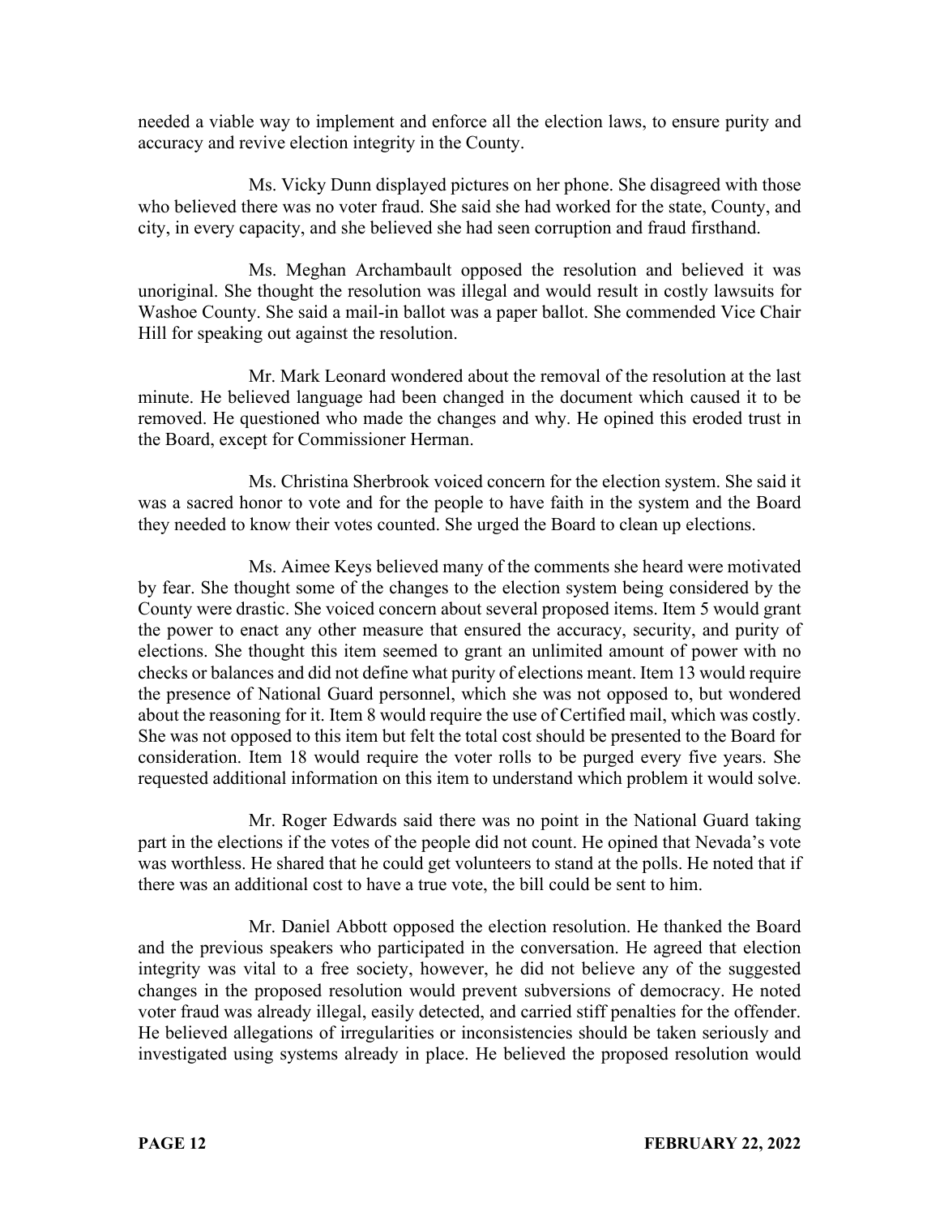needed a viable way to implement and enforce all the election laws, to ensure purity and accuracy and revive election integrity in the County.

Ms. Vicky Dunn displayed pictures on her phone. She disagreed with those who believed there was no voter fraud. She said she had worked for the state, County, and city, in every capacity, and she believed she had seen corruption and fraud firsthand.

Ms. Meghan Archambault opposed the resolution and believed it was unoriginal. She thought the resolution was illegal and would result in costly lawsuits for Washoe County. She said a mail-in ballot was a paper ballot. She commended Vice Chair Hill for speaking out against the resolution.

Mr. Mark Leonard wondered about the removal of the resolution at the last minute. He believed language had been changed in the document which caused it to be removed. He questioned who made the changes and why. He opined this eroded trust in the Board, except for Commissioner Herman.

Ms. Christina Sherbrook voiced concern for the election system. She said it was a sacred honor to vote and for the people to have faith in the system and the Board they needed to know their votes counted. She urged the Board to clean up elections.

Ms. Aimee Keys believed many of the comments she heard were motivated by fear. She thought some of the changes to the election system being considered by the County were drastic. She voiced concern about several proposed items. Item 5 would grant the power to enact any other measure that ensured the accuracy, security, and purity of elections. She thought this item seemed to grant an unlimited amount of power with no checks or balances and did not define what purity of elections meant. Item 13 would require the presence of National Guard personnel, which she was not opposed to, but wondered about the reasoning for it. Item 8 would require the use of Certified mail, which was costly. She was not opposed to this item but felt the total cost should be presented to the Board for consideration. Item 18 would require the voter rolls to be purged every five years. She requested additional information on this item to understand which problem it would solve.

Mr. Roger Edwards said there was no point in the National Guard taking part in the elections if the votes of the people did not count. He opined that Nevada's vote was worthless. He shared that he could get volunteers to stand at the polls. He noted that if there was an additional cost to have a true vote, the bill could be sent to him.

Mr. Daniel Abbott opposed the election resolution. He thanked the Board and the previous speakers who participated in the conversation. He agreed that election integrity was vital to a free society, however, he did not believe any of the suggested changes in the proposed resolution would prevent subversions of democracy. He noted voter fraud was already illegal, easily detected, and carried stiff penalties for the offender. He believed allegations of irregularities or inconsistencies should be taken seriously and investigated using systems already in place. He believed the proposed resolution would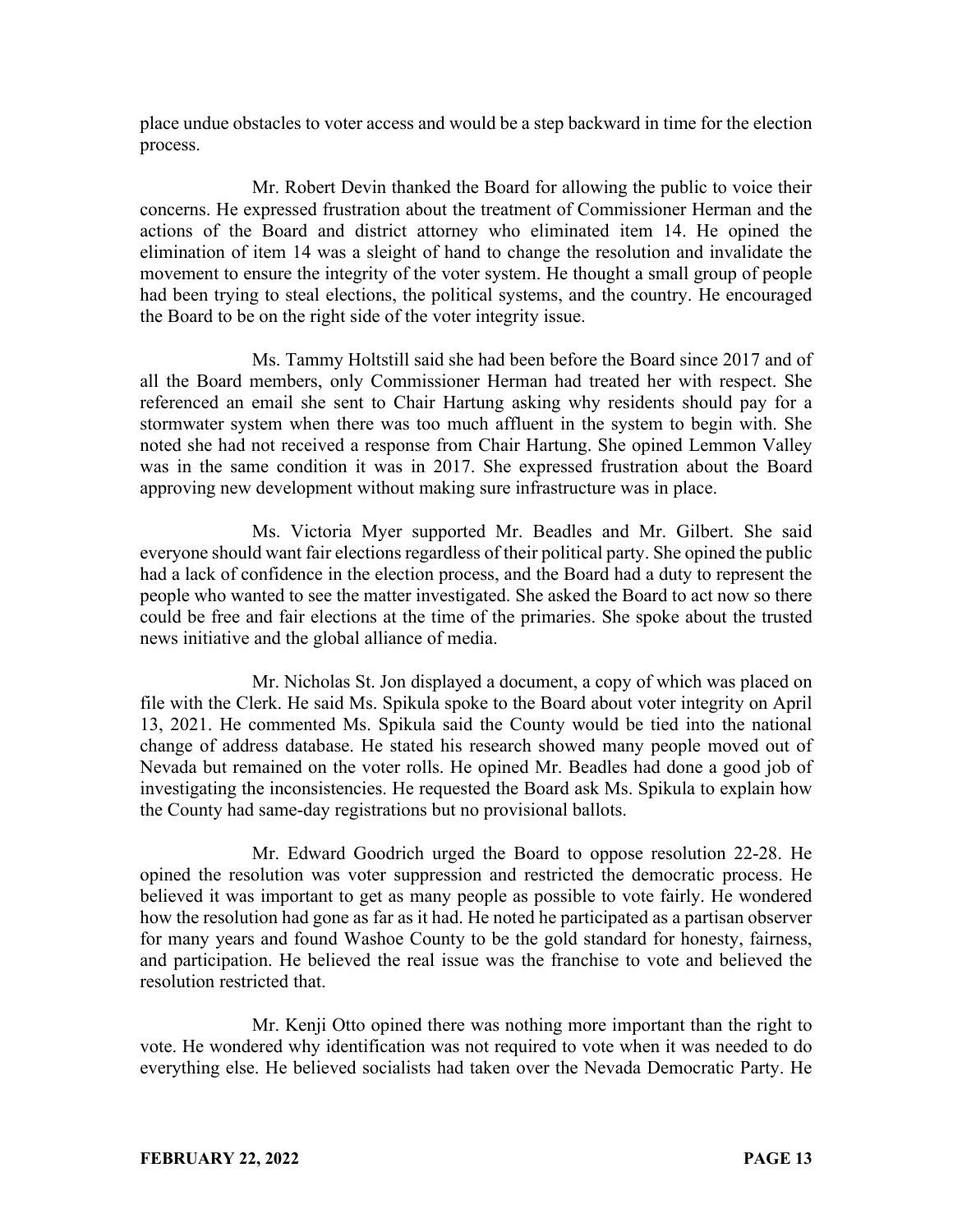place undue obstacles to voter access and would be a step backward in time for the election process.

Mr. Robert Devin thanked the Board for allowing the public to voice their concerns. He expressed frustration about the treatment of Commissioner Herman and the actions of the Board and district attorney who eliminated item 14. He opined the elimination of item 14 was a sleight of hand to change the resolution and invalidate the movement to ensure the integrity of the voter system. He thought a small group of people had been trying to steal elections, the political systems, and the country. He encouraged the Board to be on the right side of the voter integrity issue.

Ms. Tammy Holtstill said she had been before the Board since 2017 and of all the Board members, only Commissioner Herman had treated her with respect. She referenced an email she sent to Chair Hartung asking why residents should pay for a stormwater system when there was too much affluent in the system to begin with. She noted she had not received a response from Chair Hartung. She opined Lemmon Valley was in the same condition it was in 2017. She expressed frustration about the Board approving new development without making sure infrastructure was in place.

Ms. Victoria Myer supported Mr. Beadles and Mr. Gilbert. She said everyone should want fair elections regardless of their political party. She opined the public had a lack of confidence in the election process, and the Board had a duty to represent the people who wanted to see the matter investigated. She asked the Board to act now so there could be free and fair elections at the time of the primaries. She spoke about the trusted news initiative and the global alliance of media.

Mr. Nicholas St. Jon displayed a document, a copy of which was placed on file with the Clerk. He said Ms. Spikula spoke to the Board about voter integrity on April 13, 2021. He commented Ms. Spikula said the County would be tied into the national change of address database. He stated his research showed many people moved out of Nevada but remained on the voter rolls. He opined Mr. Beadles had done a good job of investigating the inconsistencies. He requested the Board ask Ms. Spikula to explain how the County had same-day registrations but no provisional ballots.

Mr. Edward Goodrich urged the Board to oppose resolution 22-28. He opined the resolution was voter suppression and restricted the democratic process. He believed it was important to get as many people as possible to vote fairly. He wondered how the resolution had gone as far as it had. He noted he participated as a partisan observer for many years and found Washoe County to be the gold standard for honesty, fairness, and participation. He believed the real issue was the franchise to vote and believed the resolution restricted that.

Mr. Kenji Otto opined there was nothing more important than the right to vote. He wondered why identification was not required to vote when it was needed to do everything else. He believed socialists had taken over the Nevada Democratic Party. He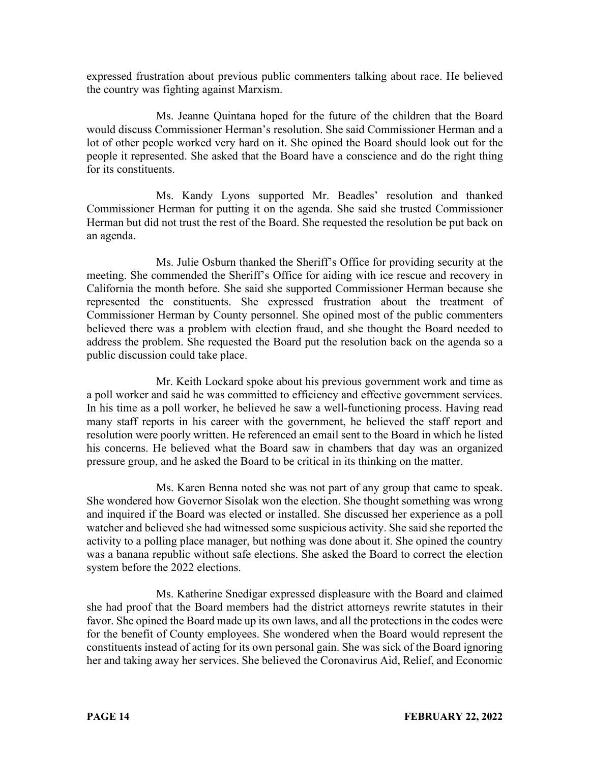expressed frustration about previous public commenters talking about race. He believed the country was fighting against Marxism.

Ms. Jeanne Quintana hoped for the future of the children that the Board would discuss Commissioner Herman's resolution. She said Commissioner Herman and a lot of other people worked very hard on it. She opined the Board should look out for the people it represented. She asked that the Board have a conscience and do the right thing for its constituents.

Ms. Kandy Lyons supported Mr. Beadles' resolution and thanked Commissioner Herman for putting it on the agenda. She said she trusted Commissioner Herman but did not trust the rest of the Board. She requested the resolution be put back on an agenda.

Ms. Julie Osburn thanked the Sheriff's Office for providing security at the meeting. She commended the Sheriff's Office for aiding with ice rescue and recovery in California the month before. She said she supported Commissioner Herman because she represented the constituents. She expressed frustration about the treatment of Commissioner Herman by County personnel. She opined most of the public commenters believed there was a problem with election fraud, and she thought the Board needed to address the problem. She requested the Board put the resolution back on the agenda so a public discussion could take place.

Mr. Keith Lockard spoke about his previous government work and time as a poll worker and said he was committed to efficiency and effective government services. In his time as a poll worker, he believed he saw a well-functioning process. Having read many staff reports in his career with the government, he believed the staff report and resolution were poorly written. He referenced an email sent to the Board in which he listed his concerns. He believed what the Board saw in chambers that day was an organized pressure group, and he asked the Board to be critical in its thinking on the matter.

Ms. Karen Benna noted she was not part of any group that came to speak. She wondered how Governor Sisolak won the election. She thought something was wrong and inquired if the Board was elected or installed. She discussed her experience as a poll watcher and believed she had witnessed some suspicious activity. She said she reported the activity to a polling place manager, but nothing was done about it. She opined the country was a banana republic without safe elections. She asked the Board to correct the election system before the 2022 elections.

Ms. Katherine Snedigar expressed displeasure with the Board and claimed she had proof that the Board members had the district attorneys rewrite statutes in their favor. She opined the Board made up its own laws, and all the protections in the codes were for the benefit of County employees. She wondered when the Board would represent the constituents instead of acting for its own personal gain. She was sick of the Board ignoring her and taking away her services. She believed the Coronavirus Aid, Relief, and Economic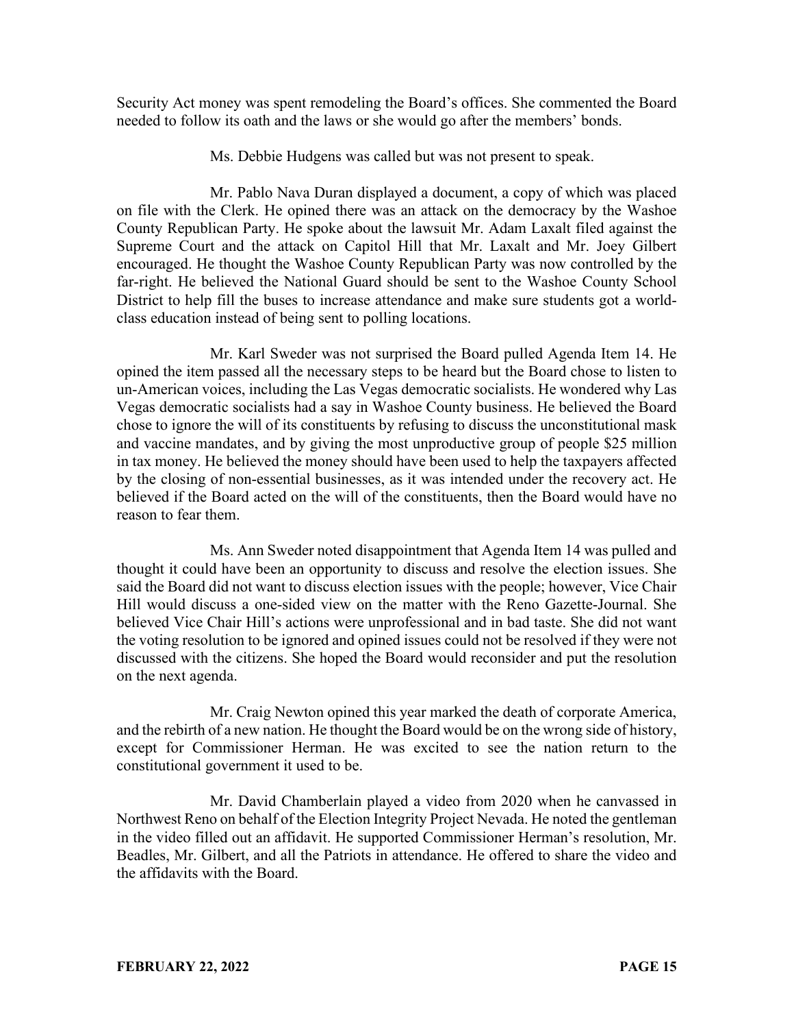Security Act money was spent remodeling the Board's offices. She commented the Board needed to follow its oath and the laws or she would go after the members' bonds.

Ms. Debbie Hudgens was called but was not present to speak.

Mr. Pablo Nava Duran displayed a document, a copy of which was placed on file with the Clerk. He opined there was an attack on the democracy by the Washoe County Republican Party. He spoke about the lawsuit Mr. Adam Laxalt filed against the Supreme Court and the attack on Capitol Hill that Mr. Laxalt and Mr. Joey Gilbert encouraged. He thought the Washoe County Republican Party was now controlled by the far-right. He believed the National Guard should be sent to the Washoe County School District to help fill the buses to increase attendance and make sure students got a world-class education instead of being sent to polling locations.

Mr. Karl Sweder was not surprised the Board pulled Agenda Item 14. He opined the item passed all the necessary steps to be heard but the Board chose to listen to un-American voices, including the Las Vegas democratic socialists. He wondered why Las Vegas democratic socialists had a say in Washoe County business. He believed the Board chose to ignore the will of its constituents by refusing to discuss the unconstitutional mask and vaccine mandates, and by giving the most unproductive group of people $25 million in tax money. He believed the money should have been used to help the taxpayers affected by the closing of non-essential businesses, as it was intended under the recovery act. He believed if the Board acted on the will of the constituents, then the Board would have no reason to fear them.

Ms. Ann Sweder noted disappointment that Agenda Item 14 was pulled and thought it could have been an opportunity to discuss and resolve the election issues. She said the Board did not want to discuss election issues with the people; however, Vice Chair Hill would discuss a one-sided view on the matter with the Reno Gazette-Journal. She believed Vice Chair Hill's actions were unprofessional and in bad taste. She did not want the voting resolution to be ignored and opined issues could not be resolved if they were not discussed with the citizens. She hoped the Board would reconsider and put the resolution on the next agenda.

Mr. Craig Newton opined this year marked the death of corporate America, and the rebirth of a new nation. He thought the Board would be on the wrong side of history, except for Commissioner Herman. He was excited to see the nation return to the constitutional government it used to be.

Mr. David Chamberlain played a video from 2020 when he canvassed in Northwest Reno on behalf of the Election Integrity Project Nevada. He noted the gentleman in the video filled out an affidavit. He supported Commissioner Herman's resolution, Mr. Beadles, Mr. Gilbert, and all the Patriots in attendance. He offered to share the video and the affidavits with the Board.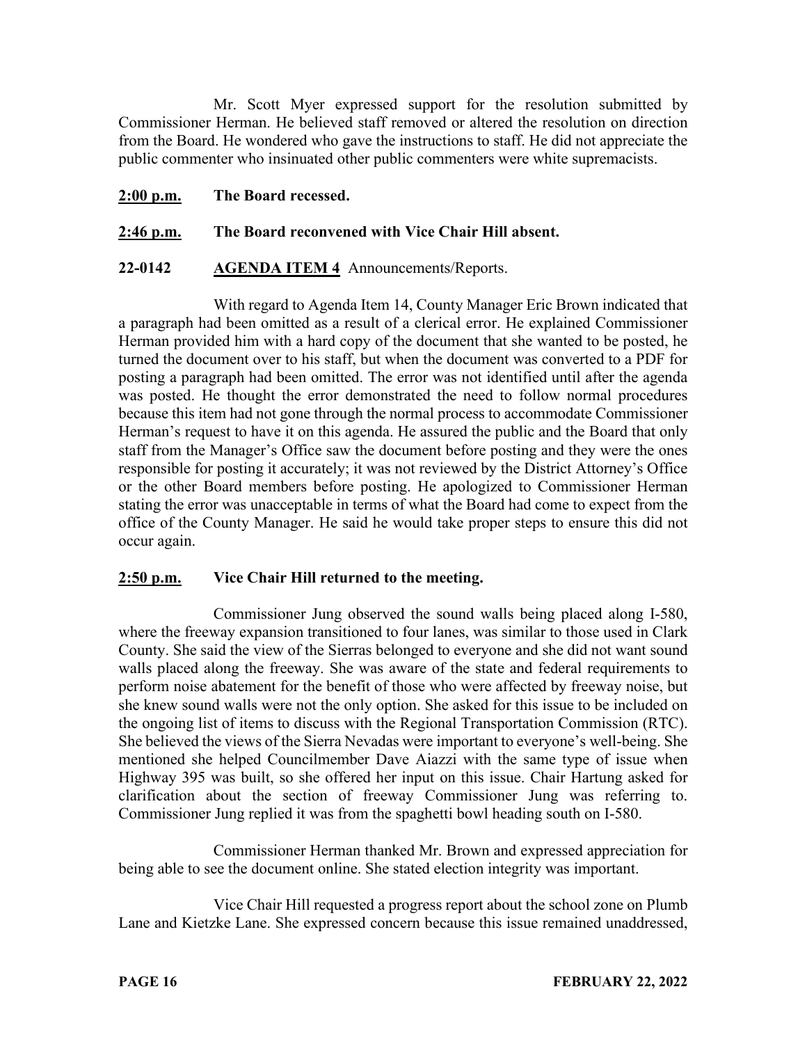Mr. Scott Myer expressed support for the resolution submitted by Commissioner Herman. He believed staff removed or altered the resolution on direction from the Board. He wondered who gave the instructions to staff. He did not appreciate the public commenter who insinuated other public commenters were white supremacists.

**2:00 p.m.** **The Board recessed.**

**2:46 p.m.** **The Board reconvened with Vice Chair Hill absent.**

**22-0142** **AGENDA ITEM 4** Announcements/Reports.

With regard to Agenda Item 14, County Manager Eric Brown indicated that a paragraph had been omitted as a result of a clerical error. He explained Commissioner Herman provided him with a hard copy of the document that she wanted to be posted, he turned the document over to his staff, but when the document was converted to a PDF for posting a paragraph had been omitted. The error was not identified until after the agenda was posted. He thought the error demonstrated the need to follow normal procedures because this item had not gone through the normal process to accommodate Commissioner Herman's request to have it on this agenda. He assured the public and the Board that only staff from the Manager's Office saw the document before posting and they were the ones responsible for posting it accurately; it was not reviewed by the District Attorney's Office or the other Board members before posting. He apologized to Commissioner Herman stating the error was unacceptable in terms of what the Board had come to expect from the office of the County Manager. He said he would take proper steps to ensure this did not occur again.

**2:50 p.m.** **Vice Chair Hill returned to the meeting.**

Commissioner Jung observed the sound walls being placed along I-580, where the freeway expansion transitioned to four lanes, was similar to those used in Clark County. She said the view of the Sierras belonged to everyone and she did not want sound walls placed along the freeway. She was aware of the state and federal requirements to perform noise abatement for the benefit of those who were affected by freeway noise, but she knew sound walls were not the only option. She asked for this issue to be included on the ongoing list of items to discuss with the Regional Transportation Commission (RTC). She believed the views of the Sierra Nevadas were important to everyone's well-being. She mentioned she helped Councilmember Dave Aiazzi with the same type of issue when Highway 395 was built, so she offered her input on this issue. Chair Hartung asked for clarification about the section of freeway Commissioner Jung was referring to. Commissioner Jung replied it was from the spaghetti bowl heading south on I-580.

Commissioner Herman thanked Mr. Brown and expressed appreciation for being able to see the document online. She stated election integrity was important.

Vice Chair Hill requested a progress report about the school zone on Plumb Lane and Kietzke Lane. She expressed concern because this issue remained unaddressed,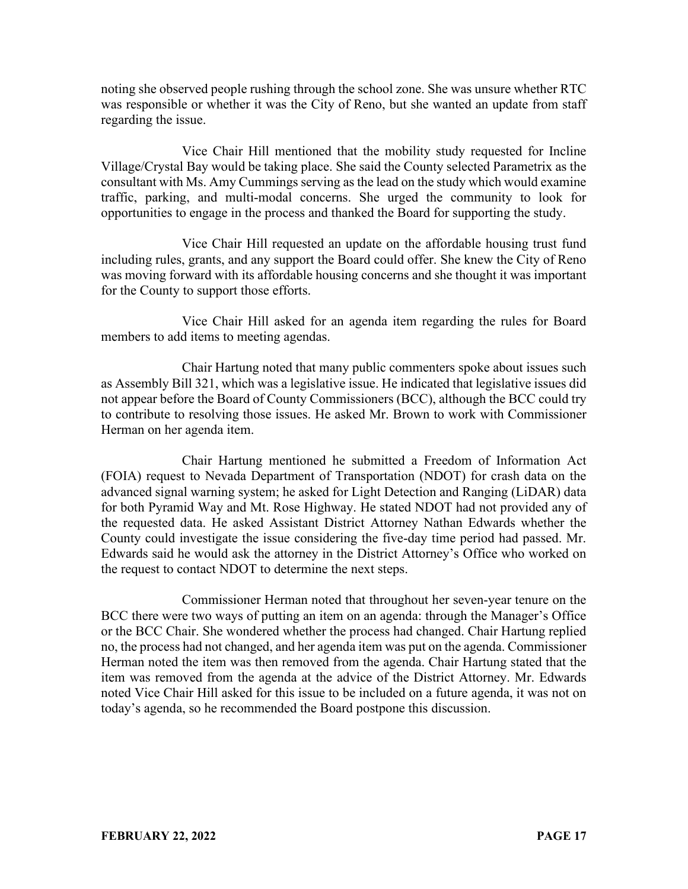noting she observed people rushing through the school zone. She was unsure whether RTC was responsible or whether it was the City of Reno, but she wanted an update from staff regarding the issue.

Vice Chair Hill mentioned that the mobility study requested for Incline Village/Crystal Bay would be taking place. She said the County selected Parametrix as the consultant with Ms. Amy Cummings serving as the lead on the study which would examine traffic, parking, and multi-modal concerns. She urged the community to look for opportunities to engage in the process and thanked the Board for supporting the study.

Vice Chair Hill requested an update on the affordable housing trust fund including rules, grants, and any support the Board could offer. She knew the City of Reno was moving forward with its affordable housing concerns and she thought it was important for the County to support those efforts.

Vice Chair Hill asked for an agenda item regarding the rules for Board members to add items to meeting agendas.

Chair Hartung noted that many public commenters spoke about issues such as Assembly Bill 321, which was a legislative issue. He indicated that legislative issues did not appear before the Board of County Commissioners (BCC), although the BCC could try to contribute to resolving those issues. He asked Mr. Brown to work with Commissioner Herman on her agenda item.

Chair Hartung mentioned he submitted a Freedom of Information Act (FOIA) request to Nevada Department of Transportation (NDOT) for crash data on the advanced signal warning system; he asked for Light Detection and Ranging (LiDAR) data for both Pyramid Way and Mt. Rose Highway. He stated NDOT had not provided any of the requested data. He asked Assistant District Attorney Nathan Edwards whether the County could investigate the issue considering the five-day time period had passed. Mr. Edwards said he would ask the attorney in the District Attorney's Office who worked on the request to contact NDOT to determine the next steps.

Commissioner Herman noted that throughout her seven-year tenure on the BCC there were two ways of putting an item on an agenda: through the Manager's Office or the BCC Chair. She wondered whether the process had changed. Chair Hartung replied no, the process had not changed, and her agenda item was put on the agenda. Commissioner Herman noted the item was then removed from the agenda. Chair Hartung stated that the item was removed from the agenda at the advice of the District Attorney. Mr. Edwards noted Vice Chair Hill asked for this issue to be included on a future agenda, it was not on today's agenda, so he recommended the Board postpone this discussion.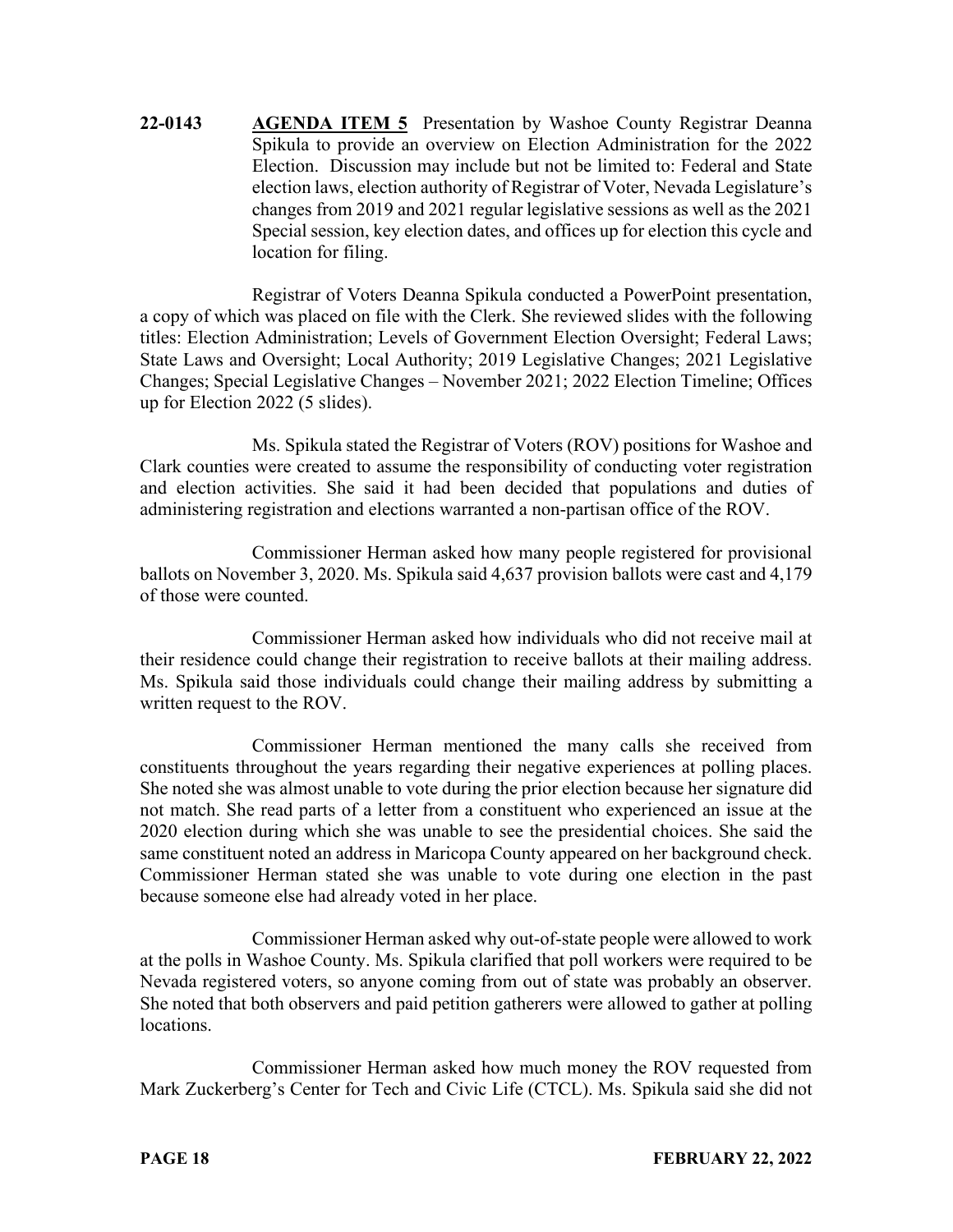**22-0143** **AGENDA ITEM 5** Presentation by Washoe County Registrar Deanna Spikula to provide an overview on Election Administration for the 2022 Election. Discussion may include but not be limited to: Federal and State election laws, election authority of Registrar of Voter, Nevada Legislature's changes from 2019 and 2021 regular legislative sessions as well as the 2021 Special session, key election dates, and offices up for election this cycle and location for filing.

Registrar of Voters Deanna Spikula conducted a PowerPoint presentation, a copy of which was placed on file with the Clerk. She reviewed slides with the following titles: Election Administration; Levels of Government Election Oversight; Federal Laws; State Laws and Oversight; Local Authority; 2019 Legislative Changes; 2021 Legislative Changes; Special Legislative Changes – November 2021; 2022 Election Timeline; Offices up for Election 2022 (5 slides).

Ms. Spikula stated the Registrar of Voters (ROV) positions for Washoe and Clark counties were created to assume the responsibility of conducting voter registration and election activities. She said it had been decided that populations and duties of administering registration and elections warranted a non-partisan office of the ROV.

Commissioner Herman asked how many people registered for provisional ballots on November 3, 2020. Ms. Spikula said 4,637 provision ballots were cast and 4,179 of those were counted.

Commissioner Herman asked how individuals who did not receive mail at their residence could change their registration to receive ballots at their mailing address. Ms. Spikula said those individuals could change their mailing address by submitting a written request to the ROV.

Commissioner Herman mentioned the many calls she received from constituents throughout the years regarding their negative experiences at polling places. She noted she was almost unable to vote during the prior election because her signature did not match. She read parts of a letter from a constituent who experienced an issue at the 2020 election during which she was unable to see the presidential choices. She said the same constituent noted an address in Maricopa County appeared on her background check. Commissioner Herman stated she was unable to vote during one election in the past because someone else had already voted in her place.

Commissioner Herman asked why out-of-state people were allowed to work at the polls in Washoe County. Ms. Spikula clarified that poll workers were required to be Nevada registered voters, so anyone coming from out of state was probably an observer. She noted that both observers and paid petition gatherers were allowed to gather at polling locations.

Commissioner Herman asked how much money the ROV requested from Mark Zuckerberg's Center for Tech and Civic Life (CTCL). Ms. Spikula said she did not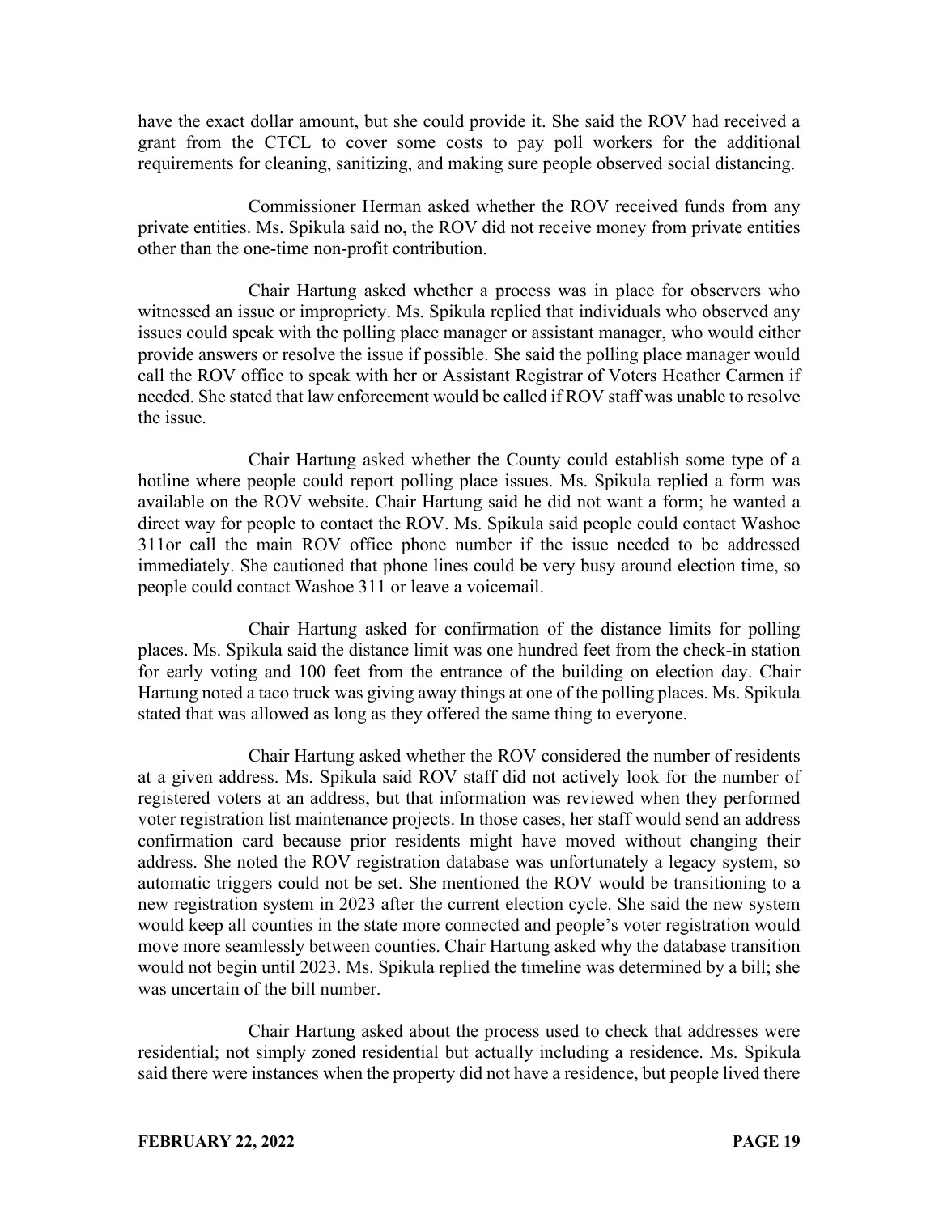have the exact dollar amount, but she could provide it. She said the ROV had received a grant from the CTCL to cover some costs to pay poll workers for the additional requirements for cleaning, sanitizing, and making sure people observed social distancing.

Commissioner Herman asked whether the ROV received funds from any private entities. Ms. Spikula said no, the ROV did not receive money from private entities other than the one-time non-profit contribution.

Chair Hartung asked whether a process was in place for observers who witnessed an issue or impropriety. Ms. Spikula replied that individuals who observed any issues could speak with the polling place manager or assistant manager, who would either provide answers or resolve the issue if possible. She said the polling place manager would call the ROV office to speak with her or Assistant Registrar of Voters Heather Carmen if needed. She stated that law enforcement would be called if ROV staff was unable to resolve the issue.

Chair Hartung asked whether the County could establish some type of a hotline where people could report polling place issues. Ms. Spikula replied a form was available on the ROV website. Chair Hartung said he did not want a form; he wanted a direct way for people to contact the ROV. Ms. Spikula said people could contact Washoe 311or call the main ROV office phone number if the issue needed to be addressed immediately. She cautioned that phone lines could be very busy around election time, so people could contact Washoe 311 or leave a voicemail.

Chair Hartung asked for confirmation of the distance limits for polling places. Ms. Spikula said the distance limit was one hundred feet from the check-in station for early voting and 100 feet from the entrance of the building on election day. Chair Hartung noted a taco truck was giving away things at one of the polling places. Ms. Spikula stated that was allowed as long as they offered the same thing to everyone.

Chair Hartung asked whether the ROV considered the number of residents at a given address. Ms. Spikula said ROV staff did not actively look for the number of registered voters at an address, but that information was reviewed when they performed voter registration list maintenance projects. In those cases, her staff would send an address confirmation card because prior residents might have moved without changing their address. She noted the ROV registration database was unfortunately a legacy system, so automatic triggers could not be set. She mentioned the ROV would be transitioning to a new registration system in 2023 after the current election cycle. She said the new system would keep all counties in the state more connected and people's voter registration would move more seamlessly between counties. Chair Hartung asked why the database transition would not begin until 2023. Ms. Spikula replied the timeline was determined by a bill; she was uncertain of the bill number.

Chair Hartung asked about the process used to check that addresses were residential; not simply zoned residential but actually including a residence. Ms. Spikula said there were instances when the property did not have a residence, but people lived there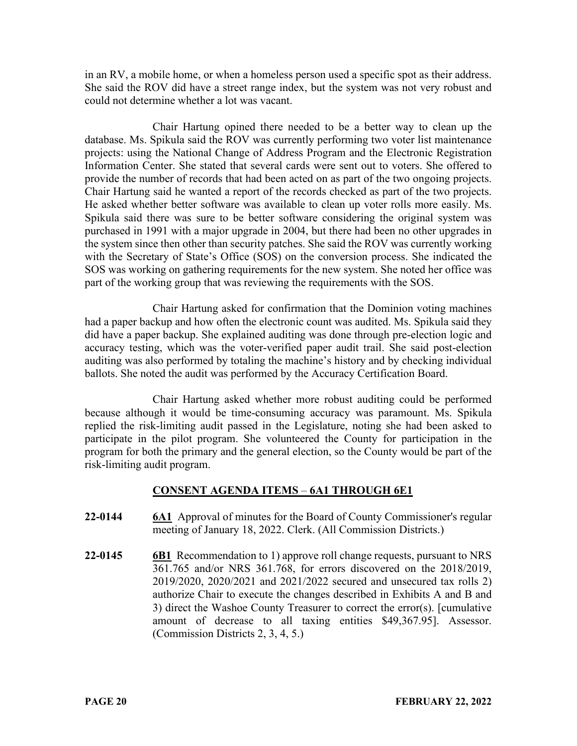in an RV, a mobile home, or when a homeless person used a specific spot as their address. She said the ROV did have a street range index, but the system was not very robust and could not determine whether a lot was vacant.

Chair Hartung opined there needed to be a better way to clean up the database. Ms. Spikula said the ROV was currently performing two voter list maintenance projects: using the National Change of Address Program and the Electronic Registration Information Center. She stated that several cards were sent out to voters. She offered to provide the number of records that had been acted on as part of the two ongoing projects. Chair Hartung said he wanted a report of the records checked as part of the two projects. He asked whether better software was available to clean up voter rolls more easily. Ms. Spikula said there was sure to be better software considering the original system was purchased in 1991 with a major upgrade in 2004, but there had been no other upgrades in the system since then other than security patches. She said the ROV was currently working with the Secretary of State's Office (SOS) on the conversion process. She indicated the SOS was working on gathering requirements for the new system. She noted her office was part of the working group that was reviewing the requirements with the SOS.

Chair Hartung asked for confirmation that the Dominion voting machines had a paper backup and how often the electronic count was audited. Ms. Spikula said they did have a paper backup. She explained auditing was done through pre-election logic and accuracy testing, which was the voter-verified paper audit trail. She said post-election auditing was also performed by totaling the machine's history and by checking individual ballots. She noted the audit was performed by the Accuracy Certification Board.

Chair Hartung asked whether more robust auditing could be performed because although it would be time-consuming accuracy was paramount. Ms. Spikula replied the risk-limiting audit passed in the Legislature, noting she had been asked to participate in the pilot program. She volunteered the County for participation in the program for both the primary and the general election, so the County would be part of the risk-limiting audit program.

## CONSENT AGENDA ITEMS – 6A1 THROUGH 6E1

**22-0144** **6A1** Approval of minutes for the Board of County Commissioner's regular meeting of January 18, 2022. Clerk. (All Commission Districts.)

**22-0145** **6B1** Recommendation to 1) approve roll change requests, pursuant to NRS 361.765 and/or NRS 361.768, for errors discovered on the 2018/2019, 2019/2020, 2020/2021 and 2021/2022 secured and unsecured tax rolls 2) authorize Chair to execute the changes described in Exhibits A and B and 3) direct the Washoe County Treasurer to correct the error(s). [cumulative amount of decrease to all taxing entities $49,367.95]. Assessor. (Commission Districts 2, 3, 4, 5.)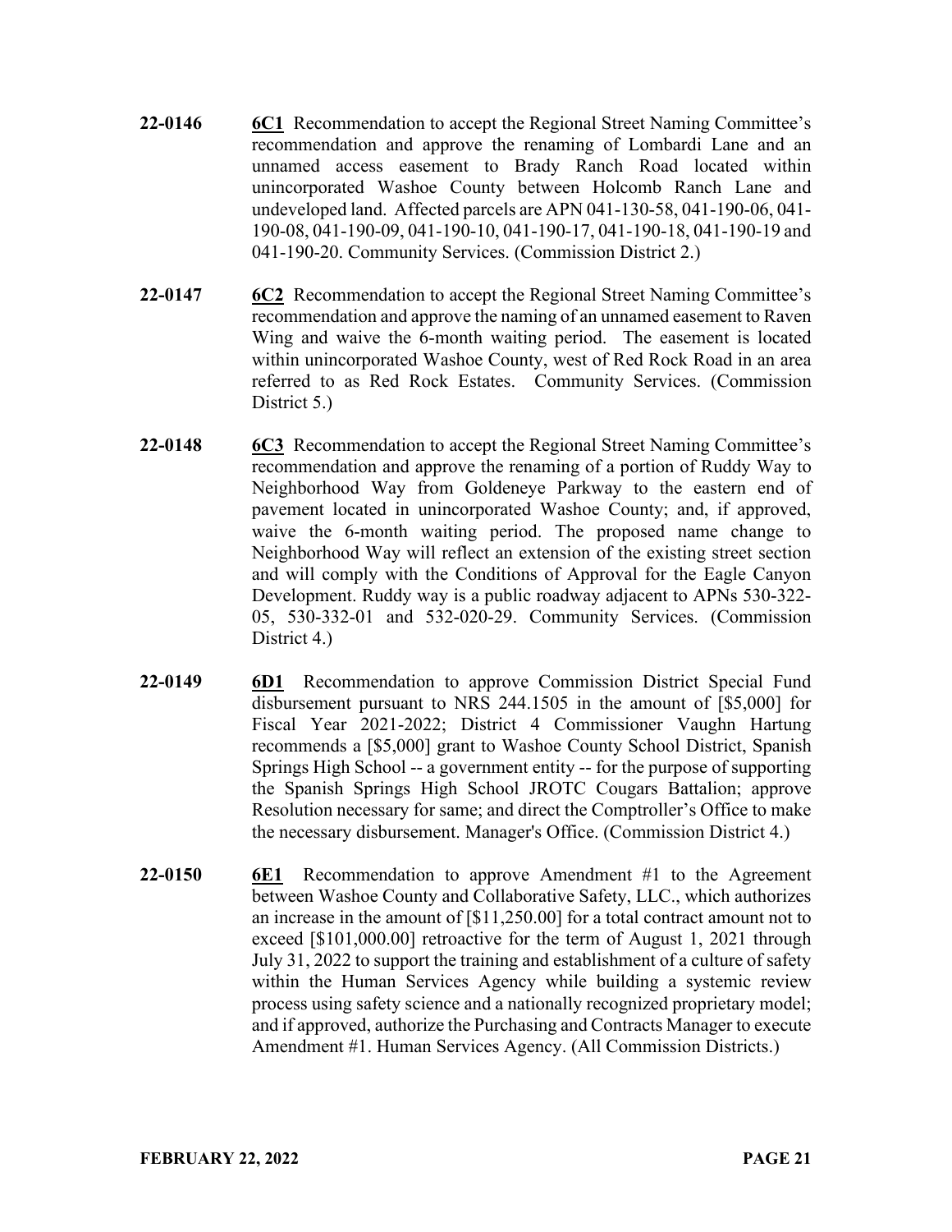**22-0146** **6C1** Recommendation to accept the Regional Street Naming Committee's recommendation and approve the renaming of Lombardi Lane and an unnamed access easement to Brady Ranch Road located within unincorporated Washoe County between Holcomb Ranch Lane and undeveloped land. Affected parcels are APN 041-130-58, 041-190-06, 041-190-08, 041-190-09, 041-190-10, 041-190-17, 041-190-18, 041-190-19 and 041-190-20. Community Services. (Commission District 2.)

**22-0147** **6C2** Recommendation to accept the Regional Street Naming Committee's recommendation and approve the naming of an unnamed easement to Raven Wing and waive the 6-month waiting period. The easement is located within unincorporated Washoe County, west of Red Rock Road in an area referred to as Red Rock Estates. Community Services. (Commission District 5.)

**22-0148** **6C3** Recommendation to accept the Regional Street Naming Committee's recommendation and approve the renaming of a portion of Ruddy Way to Neighborhood Way from Goldeneye Parkway to the eastern end of pavement located in unincorporated Washoe County; and, if approved, waive the 6-month waiting period. The proposed name change to Neighborhood Way will reflect an extension of the existing street section and will comply with the Conditions of Approval for the Eagle Canyon Development. Ruddy way is a public roadway adjacent to APNs 530-322-05, 530-332-01 and 532-020-29. Community Services. (Commission District 4.)

**22-0149** **6D1** Recommendation to approve Commission District Special Fund disbursement pursuant to NRS 244.1505 in the amount of [$5,000] for Fiscal Year 2021-2022; District 4 Commissioner Vaughn Hartung recommends a [$5,000] grant to Washoe County School District, Spanish Springs High School -- a government entity -- for the purpose of supporting the Spanish Springs High School JROTC Cougars Battalion; approve Resolution necessary for same; and direct the Comptroller's Office to make the necessary disbursement. Manager's Office. (Commission District 4.)

**22-0150** **6E1** Recommendation to approve Amendment #1 to the Agreement between Washoe County and Collaborative Safety, LLC., which authorizes an increase in the amount of [$11,250.00] for a total contract amount not to exceed [$101,000.00] retroactive for the term of August 1, 2021 through July 31, 2022 to support the training and establishment of a culture of safety within the Human Services Agency while building a systemic review process using safety science and a nationally recognized proprietary model; and if approved, authorize the Purchasing and Contracts Manager to execute Amendment #1. Human Services Agency. (All Commission Districts.)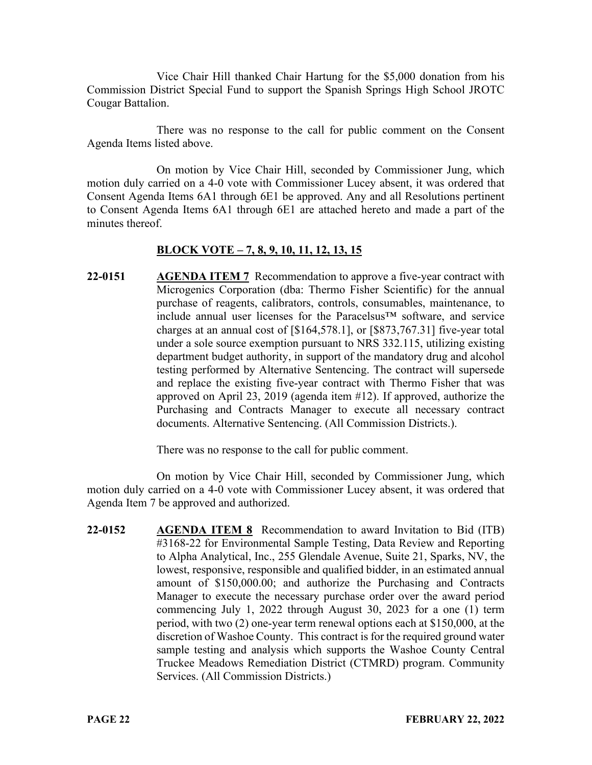Vice Chair Hill thanked Chair Hartung for the $5,000 donation from his Commission District Special Fund to support the Spanish Springs High School JROTC Cougar Battalion.

There was no response to the call for public comment on the Consent Agenda Items listed above.

On motion by Vice Chair Hill, seconded by Commissioner Jung, which motion duly carried on a 4-0 vote with Commissioner Lucey absent, it was ordered that Consent Agenda Items 6A1 through 6E1 be approved. Any and all Resolutions pertinent to Consent Agenda Items 6A1 through 6E1 are attached hereto and made a part of the minutes thereof.

**BLOCK VOTE – 7, 8, 9, 10, 11, 12, 13, 15**

**22-0151** **AGENDA ITEM 7** Recommendation to approve a five-year contract with Microgenics Corporation (dba: Thermo Fisher Scientific) for the annual purchase of reagents, calibrators, controls, consumables, maintenance, to include annual user licenses for the Paracelsus™ software, and service charges at an annual cost of [$164,578.1], or [$873,767.31] five-year total under a sole source exemption pursuant to NRS 332.115, utilizing existing department budget authority, in support of the mandatory drug and alcohol testing performed by Alternative Sentencing. The contract will supersede and replace the existing five-year contract with Thermo Fisher that was approved on April 23, 2019 (agenda item #12). If approved, authorize the Purchasing and Contracts Manager to execute all necessary contract documents. Alternative Sentencing. (All Commission Districts.).

There was no response to the call for public comment.

On motion by Vice Chair Hill, seconded by Commissioner Jung, which motion duly carried on a 4-0 vote with Commissioner Lucey absent, it was ordered that Agenda Item 7 be approved and authorized.

**22-0152** **AGENDA ITEM 8** Recommendation to award Invitation to Bid (ITB) #3168-22 for Environmental Sample Testing, Data Review and Reporting to Alpha Analytical, Inc., 255 Glendale Avenue, Suite 21, Sparks, NV, the lowest, responsive, responsible and qualified bidder, in an estimated annual amount of $150,000.00; and authorize the Purchasing and Contracts Manager to execute the necessary purchase order over the award period commencing July 1, 2022 through August 30, 2023 for a one (1) term period, with two (2) one-year term renewal options each at $150,000, at the discretion of Washoe County. This contract is for the required ground water sample testing and analysis which supports the Washoe County Central Truckee Meadows Remediation District (CTMRD) program. Community Services. (All Commission Districts.)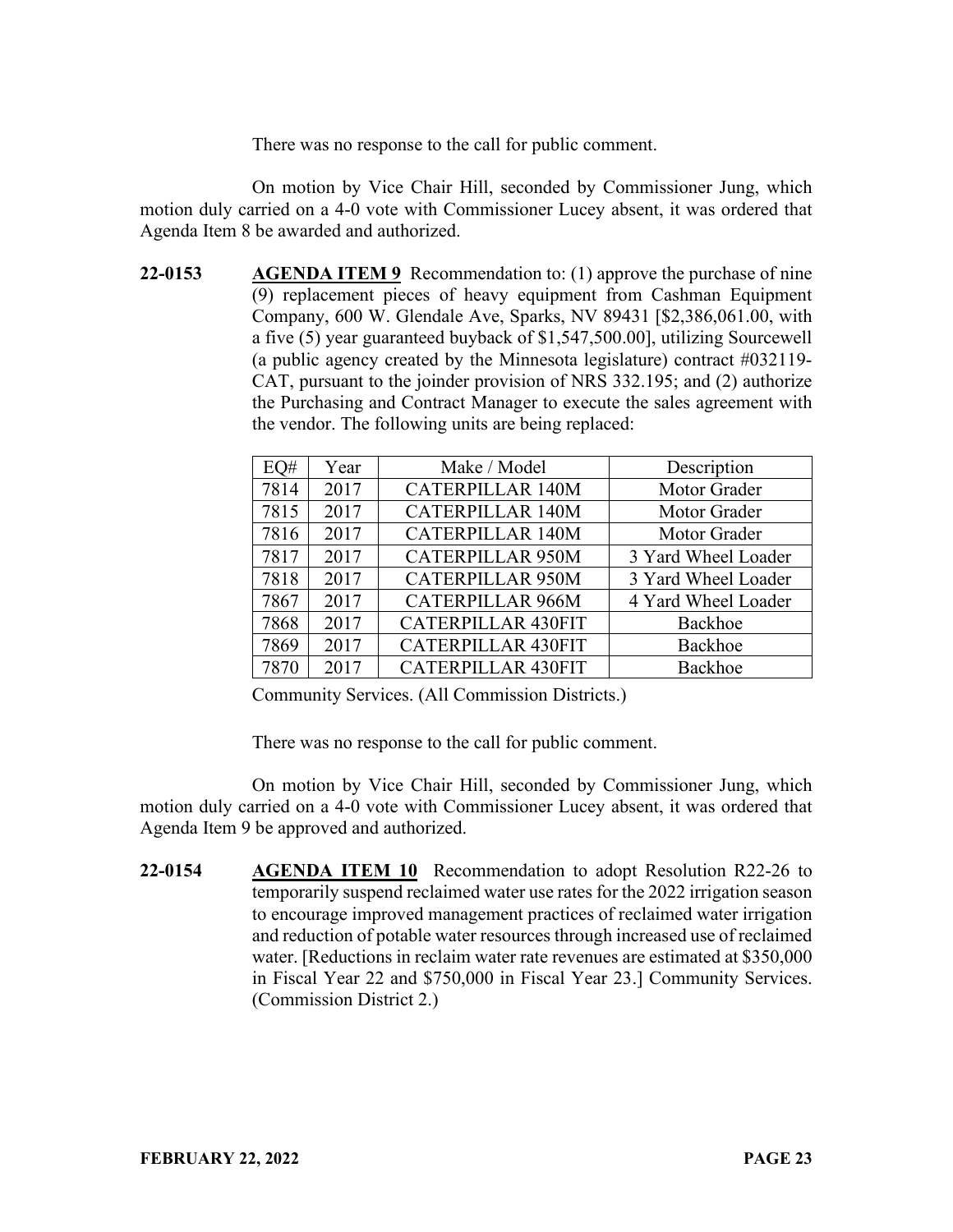There was no response to the call for public comment.

On motion by Vice Chair Hill, seconded by Commissioner Jung, which motion duly carried on a 4-0 vote with Commissioner Lucey absent, it was ordered that Agenda Item 8 be awarded and authorized.

**22-0153** **AGENDA ITEM 9** Recommendation to: (1) approve the purchase of nine (9) replacement pieces of heavy equipment from Cashman Equipment Company, 600 W. Glendale Ave, Sparks, NV 89431 [$2,386,061.00, with a five (5) year guaranteed buyback of $1,547,500.00], utilizing Sourcewell (a public agency created by the Minnesota legislature) contract #032119-CAT, pursuant to the joinder provision of NRS 332.195; and (2) authorize the Purchasing and Contract Manager to execute the sales agreement with the vendor. The following units are being replaced:

| EQ# | Year | Make / Model | Description |
|---|---|---|---|
| 7814 | 2017 | CATERPILLAR 140M | Motor Grader |
| 7815 | 2017 | CATERPILLAR 140M | Motor Grader |
| 7816 | 2017 | CATERPILLAR 140M | Motor Grader |
| 7817 | 2017 | CATERPILLAR 950M | 3 Yard Wheel Loader |
| 7818 | 2017 | CATERPILLAR 950M | 3 Yard Wheel Loader |
| 7867 | 2017 | CATERPILLAR 966M | 4 Yard Wheel Loader |
| 7868 | 2017 | CATERPILLAR 430FIT | Backhoe |
| 7869 | 2017 | CATERPILLAR 430FIT | Backhoe |
| 7870 | 2017 | CATERPILLAR 430FIT | Backhoe |

Community Services. (All Commission Districts.)

There was no response to the call for public comment.

On motion by Vice Chair Hill, seconded by Commissioner Jung, which motion duly carried on a 4-0 vote with Commissioner Lucey absent, it was ordered that Agenda Item 9 be approved and authorized.

**22-0154** **AGENDA ITEM 10** Recommendation to adopt Resolution R22-26 to temporarily suspend reclaimed water use rates for the 2022 irrigation season to encourage improved management practices of reclaimed water irrigation and reduction of potable water resources through increased use of reclaimed water. [Reductions in reclaim water rate revenues are estimated at $350,000 in Fiscal Year 22 and $750,000 in Fiscal Year 23.] Community Services. (Commission District 2.)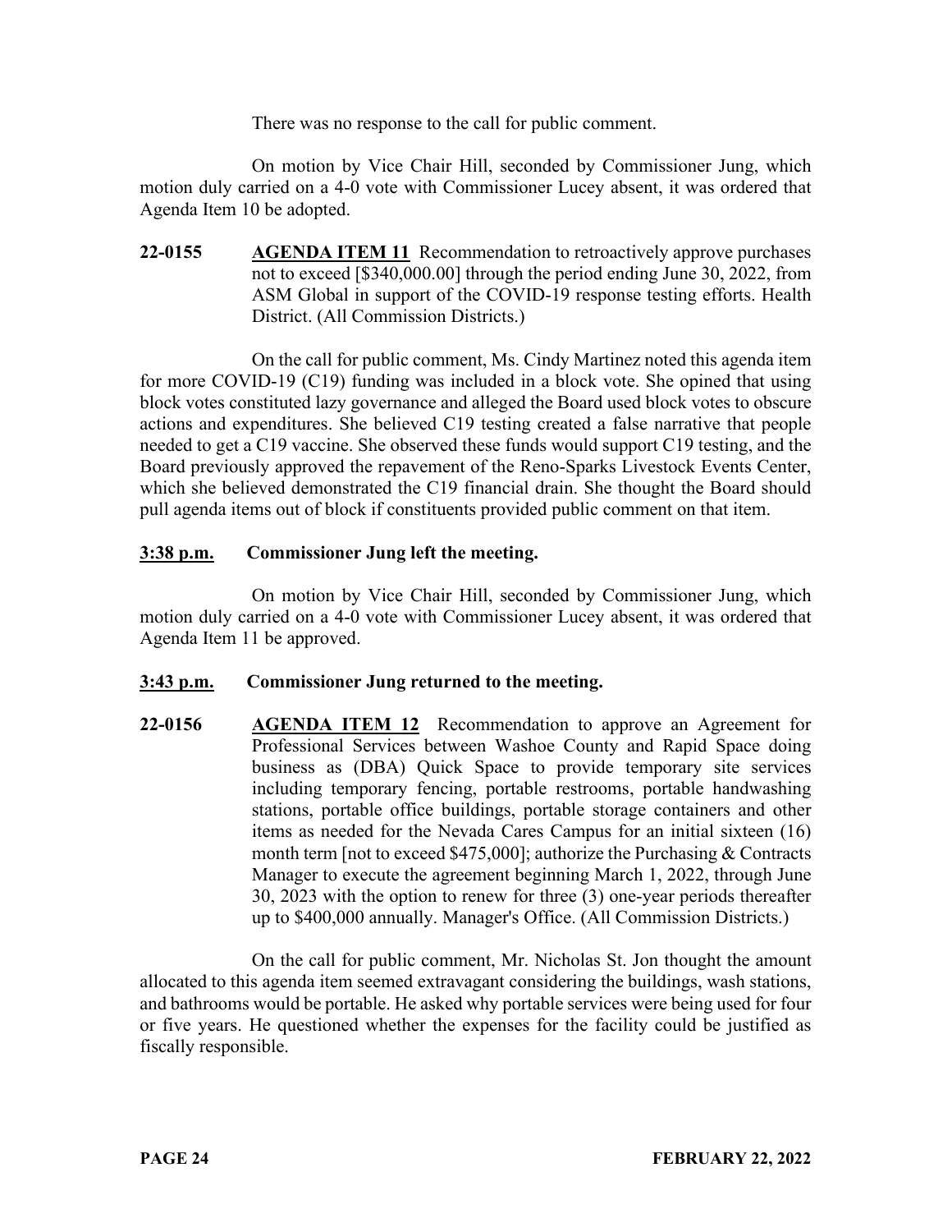There was no response to the call for public comment.

On motion by Vice Chair Hill, seconded by Commissioner Jung, which motion duly carried on a 4-0 vote with Commissioner Lucey absent, it was ordered that Agenda Item 10 be adopted.

**22-0155** **AGENDA ITEM 11** Recommendation to retroactively approve purchases not to exceed [$340,000.00] through the period ending June 30, 2022, from ASM Global in support of the COVID-19 response testing efforts. Health District. (All Commission Districts.)

On the call for public comment, Ms. Cindy Martinez noted this agenda item for more COVID-19 (C19) funding was included in a block vote. She opined that using block votes constituted lazy governance and alleged the Board used block votes to obscure actions and expenditures. She believed C19 testing created a false narrative that people needed to get a C19 vaccine. She observed these funds would support C19 testing, and the Board previously approved the repavement of the Reno-Sparks Livestock Events Center, which she believed demonstrated the C19 financial drain. She thought the Board should pull agenda items out of block if constituents provided public comment on that item.

**3:38 p.m.** **Commissioner Jung left the meeting.**

On motion by Vice Chair Hill, seconded by Commissioner Jung, which motion duly carried on a 4-0 vote with Commissioner Lucey absent, it was ordered that Agenda Item 11 be approved.

**3:43 p.m.** **Commissioner Jung returned to the meeting.**

**22-0156** **AGENDA ITEM 12** Recommendation to approve an Agreement for Professional Services between Washoe County and Rapid Space doing business as (DBA) Quick Space to provide temporary site services including temporary fencing, portable restrooms, portable handwashing stations, portable office buildings, portable storage containers and other items as needed for the Nevada Cares Campus for an initial sixteen (16) month term [not to exceed $475,000]; authorize the Purchasing & Contracts Manager to execute the agreement beginning March 1, 2022, through June 30, 2023 with the option to renew for three (3) one-year periods thereafter up to $400,000 annually. Manager's Office. (All Commission Districts.)

On the call for public comment, Mr. Nicholas St. Jon thought the amount allocated to this agenda item seemed extravagant considering the buildings, wash stations, and bathrooms would be portable. He asked why portable services were being used for four or five years. He questioned whether the expenses for the facility could be justified as fiscally responsible.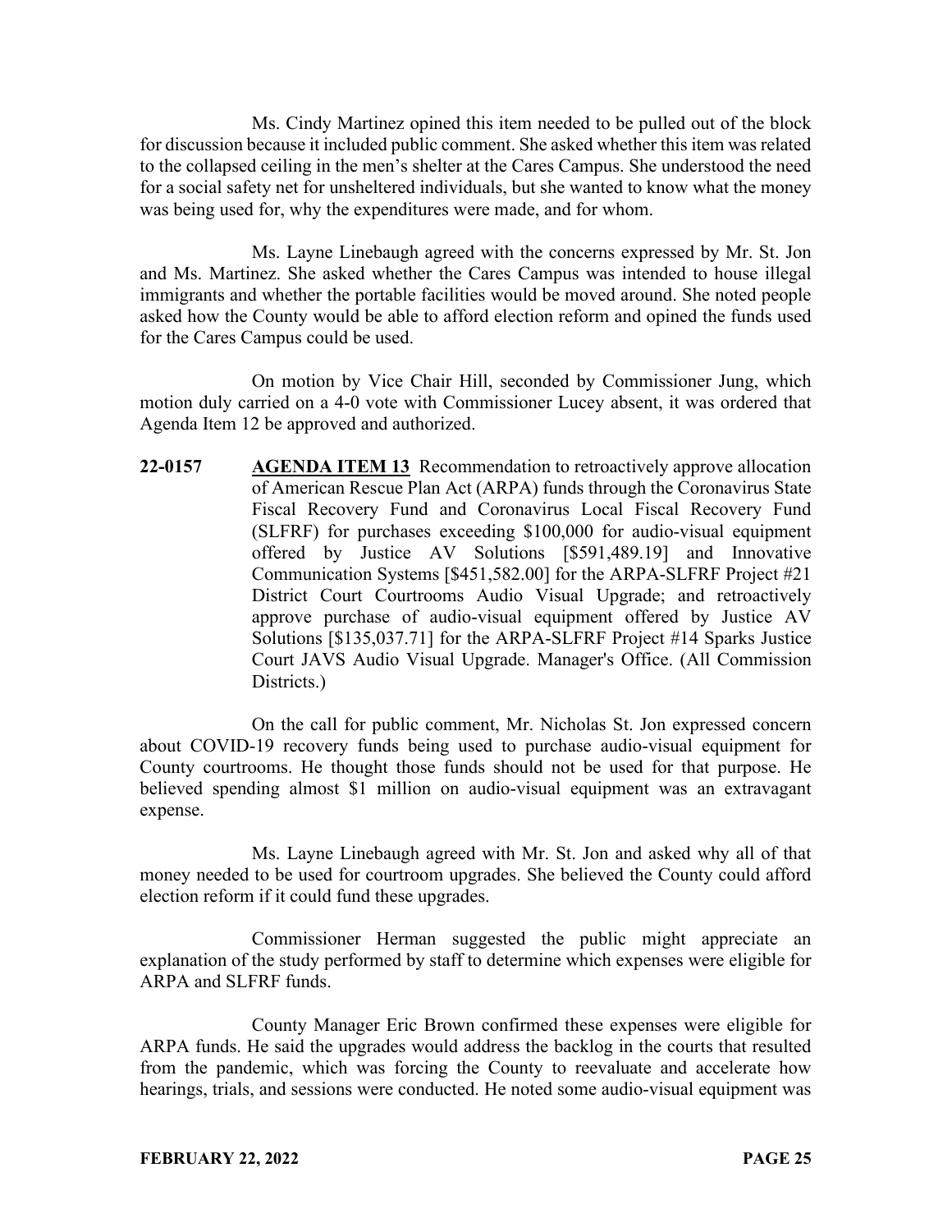Ms. Cindy Martinez opined this item needed to be pulled out of the block for discussion because it included public comment. She asked whether this item was related to the collapsed ceiling in the men's shelter at the Cares Campus. She understood the need for a social safety net for unsheltered individuals, but she wanted to know what the money was being used for, why the expenditures were made, and for whom.

Ms. Layne Linebaugh agreed with the concerns expressed by Mr. St. Jon and Ms. Martinez. She asked whether the Cares Campus was intended to house illegal immigrants and whether the portable facilities would be moved around. She noted people asked how the County would be able to afford election reform and opined the funds used for the Cares Campus could be used.

On motion by Vice Chair Hill, seconded by Commissioner Jung, which motion duly carried on a 4-0 vote with Commissioner Lucey absent, it was ordered that Agenda Item 12 be approved and authorized.

**22-0157** **AGENDA ITEM 13** Recommendation to retroactively approve allocation of American Rescue Plan Act (ARPA) funds through the Coronavirus State Fiscal Recovery Fund and Coronavirus Local Fiscal Recovery Fund (SLFRF) for purchases exceeding $100,000 for audio-visual equipment offered by Justice AV Solutions [$591,489.19] and Innovative Communication Systems [$451,582.00] for the ARPA-SLFRF Project #21 District Court Courtrooms Audio Visual Upgrade; and retroactively approve purchase of audio-visual equipment offered by Justice AV Solutions [$135,037.71] for the ARPA-SLFRF Project #14 Sparks Justice Court JAVS Audio Visual Upgrade. Manager's Office. (All Commission Districts.)

On the call for public comment, Mr. Nicholas St. Jon expressed concern about COVID-19 recovery funds being used to purchase audio-visual equipment for County courtrooms. He thought those funds should not be used for that purpose. He believed spending almost $1 million on audio-visual equipment was an extravagant expense.

Ms. Layne Linebaugh agreed with Mr. St. Jon and asked why all of that money needed to be used for courtroom upgrades. She believed the County could afford election reform if it could fund these upgrades.

Commissioner Herman suggested the public might appreciate an explanation of the study performed by staff to determine which expenses were eligible for ARPA and SLFRF funds.

County Manager Eric Brown confirmed these expenses were eligible for ARPA funds. He said the upgrades would address the backlog in the courts that resulted from the pandemic, which was forcing the County to reevaluate and accelerate how hearings, trials, and sessions were conducted. He noted some audio-visual equipment was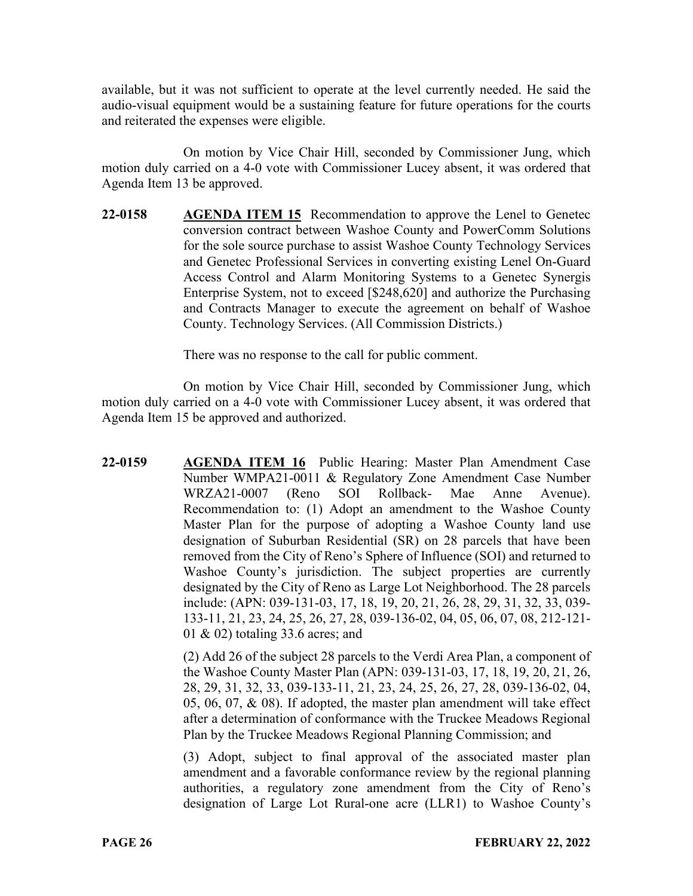available, but it was not sufficient to operate at the level currently needed. He said the audio-visual equipment would be a sustaining feature for future operations for the courts and reiterated the expenses were eligible.

On motion by Vice Chair Hill, seconded by Commissioner Jung, which motion duly carried on a 4-0 vote with Commissioner Lucey absent, it was ordered that Agenda Item 13 be approved.

**22-0158** **AGENDA ITEM 15** Recommendation to approve the Lenel to Genetec conversion contract between Washoe County and PowerComm Solutions for the sole source purchase to assist Washoe County Technology Services and Genetec Professional Services in converting existing Lenel On-Guard Access Control and Alarm Monitoring Systems to a Genetec Synergis Enterprise System, not to exceed [$248,620] and authorize the Purchasing and Contracts Manager to execute the agreement on behalf of Washoe County. Technology Services. (All Commission Districts.)

There was no response to the call for public comment.

On motion by Vice Chair Hill, seconded by Commissioner Jung, which motion duly carried on a 4-0 vote with Commissioner Lucey absent, it was ordered that Agenda Item 15 be approved and authorized.

**22-0159** **AGENDA ITEM 16** Public Hearing: Master Plan Amendment Case Number WMPA21-0011 & Regulatory Zone Amendment Case Number WRZA21-0007 (Reno SOI Rollback- Mae Anne Avenue). Recommendation to: (1) Adopt an amendment to the Washoe County Master Plan for the purpose of adopting a Washoe County land use designation of Suburban Residential (SR) on 28 parcels that have been removed from the City of Reno's Sphere of Influence (SOI) and returned to Washoe County's jurisdiction. The subject properties are currently designated by the City of Reno as Large Lot Neighborhood. The 28 parcels include: (APN: 039-131-03, 17, 18, 19, 20, 21, 26, 28, 29, 31, 32, 33, 039-133-11, 21, 23, 24, 25, 26, 27, 28, 039-136-02, 04, 05, 06, 07, 08, 212-121-01 & 02) totaling 33.6 acres; and

(2) Add 26 of the subject 28 parcels to the Verdi Area Plan, a component of the Washoe County Master Plan (APN: 039-131-03, 17, 18, 19, 20, 21, 26, 28, 29, 31, 32, 33, 039-133-11, 21, 23, 24, 25, 26, 27, 28, 039-136-02, 04, 05, 06, 07, & 08). If adopted, the master plan amendment will take effect after a determination of conformance with the Truckee Meadows Regional Plan by the Truckee Meadows Regional Planning Commission; and

(3) Adopt, subject to final approval of the associated master plan amendment and a favorable conformance review by the regional planning authorities, a regulatory zone amendment from the City of Reno's designation of Large Lot Rural-one acre (LLR1) to Washoe County's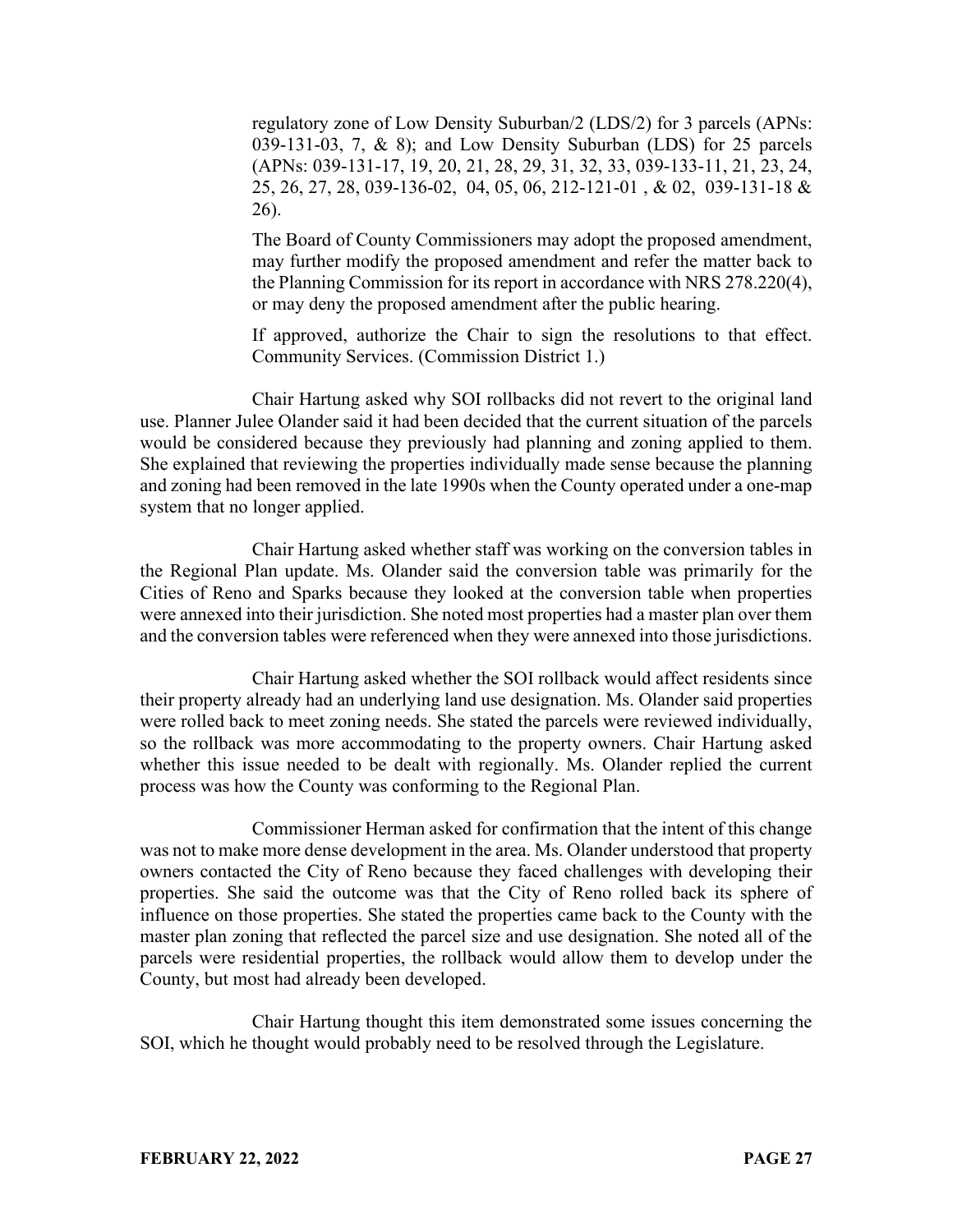regulatory zone of Low Density Suburban/2 (LDS/2) for 3 parcels (APNs: 039-131-03, 7, & 8); and Low Density Suburban (LDS) for 25 parcels (APNs: 039-131-17, 19, 20, 21, 28, 29, 31, 32, 33, 039-133-11, 21, 23, 24, 25, 26, 27, 28, 039-136-02, 04, 05, 06, 212-121-01 , & 02, 039-131-18 & 26).

The Board of County Commissioners may adopt the proposed amendment, may further modify the proposed amendment and refer the matter back to the Planning Commission for its report in accordance with NRS 278.220(4), or may deny the proposed amendment after the public hearing.

If approved, authorize the Chair to sign the resolutions to that effect. Community Services. (Commission District 1.)

Chair Hartung asked why SOI rollbacks did not revert to the original land use. Planner Julee Olander said it had been decided that the current situation of the parcels would be considered because they previously had planning and zoning applied to them. She explained that reviewing the properties individually made sense because the planning and zoning had been removed in the late 1990s when the County operated under a one-map system that no longer applied.

Chair Hartung asked whether staff was working on the conversion tables in the Regional Plan update. Ms. Olander said the conversion table was primarily for the Cities of Reno and Sparks because they looked at the conversion table when properties were annexed into their jurisdiction. She noted most properties had a master plan over them and the conversion tables were referenced when they were annexed into those jurisdictions.

Chair Hartung asked whether the SOI rollback would affect residents since their property already had an underlying land use designation. Ms. Olander said properties were rolled back to meet zoning needs. She stated the parcels were reviewed individually, so the rollback was more accommodating to the property owners. Chair Hartung asked whether this issue needed to be dealt with regionally. Ms. Olander replied the current process was how the County was conforming to the Regional Plan.

Commissioner Herman asked for confirmation that the intent of this change was not to make more dense development in the area. Ms. Olander understood that property owners contacted the City of Reno because they faced challenges with developing their properties. She said the outcome was that the City of Reno rolled back its sphere of influence on those properties. She stated the properties came back to the County with the master plan zoning that reflected the parcel size and use designation. She noted all of the parcels were residential properties, the rollback would allow them to develop under the County, but most had already been developed.

Chair Hartung thought this item demonstrated some issues concerning the SOI, which he thought would probably need to be resolved through the Legislature.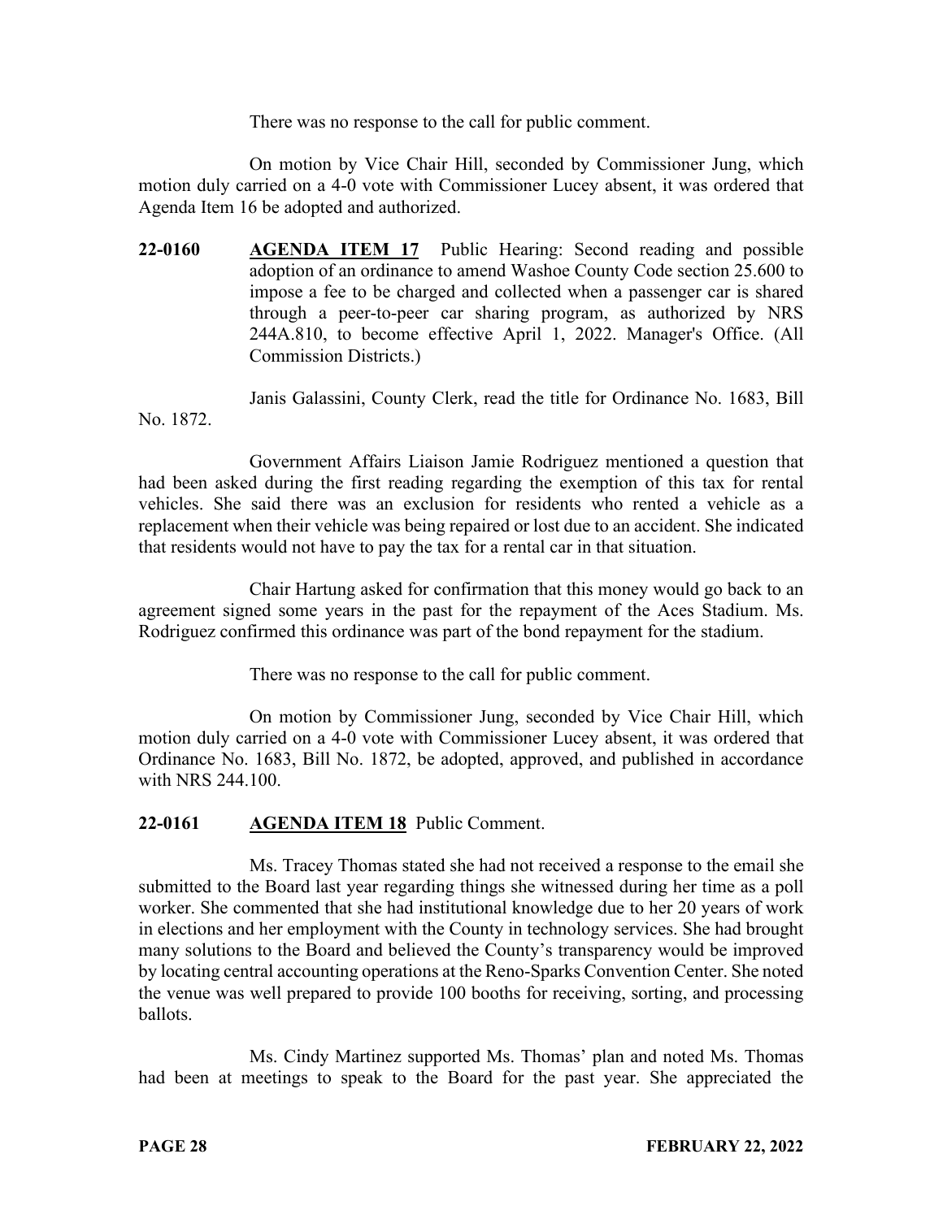There was no response to the call for public comment.

On motion by Vice Chair Hill, seconded by Commissioner Jung, which motion duly carried on a 4-0 vote with Commissioner Lucey absent, it was ordered that Agenda Item 16 be adopted and authorized.

**22-0160** **AGENDA ITEM 17** Public Hearing: Second reading and possible adoption of an ordinance to amend Washoe County Code section 25.600 to impose a fee to be charged and collected when a passenger car is shared through a peer-to-peer car sharing program, as authorized by NRS 244A.810, to become effective April 1, 2022. Manager's Office. (All Commission Districts.)

Janis Galassini, County Clerk, read the title for Ordinance No. 1683, Bill No. 1872.

Government Affairs Liaison Jamie Rodriguez mentioned a question that had been asked during the first reading regarding the exemption of this tax for rental vehicles. She said there was an exclusion for residents who rented a vehicle as a replacement when their vehicle was being repaired or lost due to an accident. She indicated that residents would not have to pay the tax for a rental car in that situation.

Chair Hartung asked for confirmation that this money would go back to an agreement signed some years in the past for the repayment of the Aces Stadium. Ms. Rodriguez confirmed this ordinance was part of the bond repayment for the stadium.

There was no response to the call for public comment.

On motion by Commissioner Jung, seconded by Vice Chair Hill, which motion duly carried on a 4-0 vote with Commissioner Lucey absent, it was ordered that Ordinance No. 1683, Bill No. 1872, be adopted, approved, and published in accordance with NRS 244.100.

**22-0161** **AGENDA ITEM 18** Public Comment.

Ms. Tracey Thomas stated she had not received a response to the email she submitted to the Board last year regarding things she witnessed during her time as a poll worker. She commented that she had institutional knowledge due to her 20 years of work in elections and her employment with the County in technology services. She had brought many solutions to the Board and believed the County's transparency would be improved by locating central accounting operations at the Reno-Sparks Convention Center. She noted the venue was well prepared to provide 100 booths for receiving, sorting, and processing ballots.

Ms. Cindy Martinez supported Ms. Thomas' plan and noted Ms. Thomas had been at meetings to speak to the Board for the past year. She appreciated the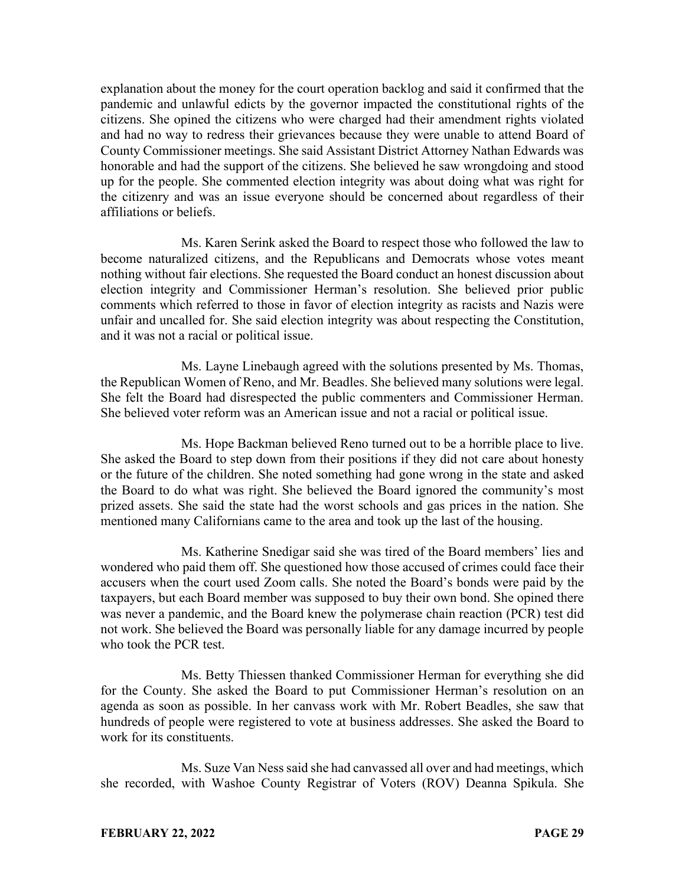explanation about the money for the court operation backlog and said it confirmed that the pandemic and unlawful edicts by the governor impacted the constitutional rights of the citizens. She opined the citizens who were charged had their amendment rights violated and had no way to redress their grievances because they were unable to attend Board of County Commissioner meetings. She said Assistant District Attorney Nathan Edwards was honorable and had the support of the citizens. She believed he saw wrongdoing and stood up for the people. She commented election integrity was about doing what was right for the citizenry and was an issue everyone should be concerned about regardless of their affiliations or beliefs.

Ms. Karen Serink asked the Board to respect those who followed the law to become naturalized citizens, and the Republicans and Democrats whose votes meant nothing without fair elections. She requested the Board conduct an honest discussion about election integrity and Commissioner Herman's resolution. She believed prior public comments which referred to those in favor of election integrity as racists and Nazis were unfair and uncalled for. She said election integrity was about respecting the Constitution, and it was not a racial or political issue.

Ms. Layne Linebaugh agreed with the solutions presented by Ms. Thomas, the Republican Women of Reno, and Mr. Beadles. She believed many solutions were legal. She felt the Board had disrespected the public commenters and Commissioner Herman. She believed voter reform was an American issue and not a racial or political issue.

Ms. Hope Backman believed Reno turned out to be a horrible place to live. She asked the Board to step down from their positions if they did not care about honesty or the future of the children. She noted something had gone wrong in the state and asked the Board to do what was right. She believed the Board ignored the community's most prized assets. She said the state had the worst schools and gas prices in the nation. She mentioned many Californians came to the area and took up the last of the housing.

Ms. Katherine Snedigar said she was tired of the Board members' lies and wondered who paid them off. She questioned how those accused of crimes could face their accusers when the court used Zoom calls. She noted the Board's bonds were paid by the taxpayers, but each Board member was supposed to buy their own bond. She opined there was never a pandemic, and the Board knew the polymerase chain reaction (PCR) test did not work. She believed the Board was personally liable for any damage incurred by people who took the PCR test.

Ms. Betty Thiessen thanked Commissioner Herman for everything she did for the County. She asked the Board to put Commissioner Herman's resolution on an agenda as soon as possible. In her canvass work with Mr. Robert Beadles, she saw that hundreds of people were registered to vote at business addresses. She asked the Board to work for its constituents.

Ms. Suze Van Ness said she had canvassed all over and had meetings, which she recorded, with Washoe County Registrar of Voters (ROV) Deanna Spikula. She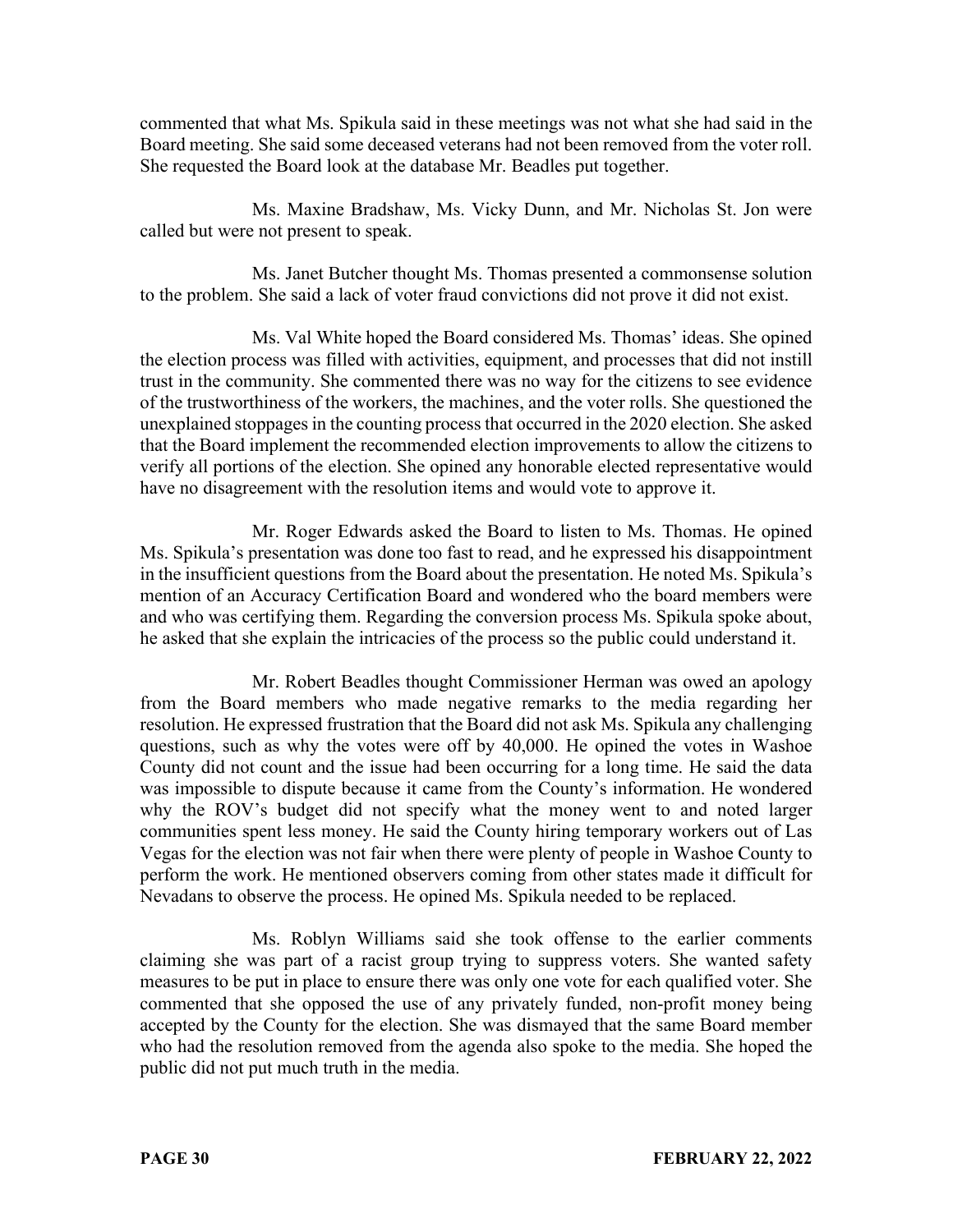commented that what Ms. Spikula said in these meetings was not what she had said in the Board meeting. She said some deceased veterans had not been removed from the voter roll. She requested the Board look at the database Mr. Beadles put together.

Ms. Maxine Bradshaw, Ms. Vicky Dunn, and Mr. Nicholas St. Jon were called but were not present to speak.

Ms. Janet Butcher thought Ms. Thomas presented a commonsense solution to the problem. She said a lack of voter fraud convictions did not prove it did not exist.

Ms. Val White hoped the Board considered Ms. Thomas' ideas. She opined the election process was filled with activities, equipment, and processes that did not instill trust in the community. She commented there was no way for the citizens to see evidence of the trustworthiness of the workers, the machines, and the voter rolls. She questioned the unexplained stoppages in the counting process that occurred in the 2020 election. She asked that the Board implement the recommended election improvements to allow the citizens to verify all portions of the election. She opined any honorable elected representative would have no disagreement with the resolution items and would vote to approve it.

Mr. Roger Edwards asked the Board to listen to Ms. Thomas. He opined Ms. Spikula's presentation was done too fast to read, and he expressed his disappointment in the insufficient questions from the Board about the presentation. He noted Ms. Spikula's mention of an Accuracy Certification Board and wondered who the board members were and who was certifying them. Regarding the conversion process Ms. Spikula spoke about, he asked that she explain the intricacies of the process so the public could understand it.

Mr. Robert Beadles thought Commissioner Herman was owed an apology from the Board members who made negative remarks to the media regarding her resolution. He expressed frustration that the Board did not ask Ms. Spikula any challenging questions, such as why the votes were off by 40,000. He opined the votes in Washoe County did not count and the issue had been occurring for a long time. He said the data was impossible to dispute because it came from the County's information. He wondered why the ROV's budget did not specify what the money went to and noted larger communities spent less money. He said the County hiring temporary workers out of Las Vegas for the election was not fair when there were plenty of people in Washoe County to perform the work. He mentioned observers coming from other states made it difficult for Nevadans to observe the process. He opined Ms. Spikula needed to be replaced.

Ms. Roblyn Williams said she took offense to the earlier comments claiming she was part of a racist group trying to suppress voters. She wanted safety measures to be put in place to ensure there was only one vote for each qualified voter. She commented that she opposed the use of any privately funded, non-profit money being accepted by the County for the election. She was dismayed that the same Board member who had the resolution removed from the agenda also spoke to the media. She hoped the public did not put much truth in the media.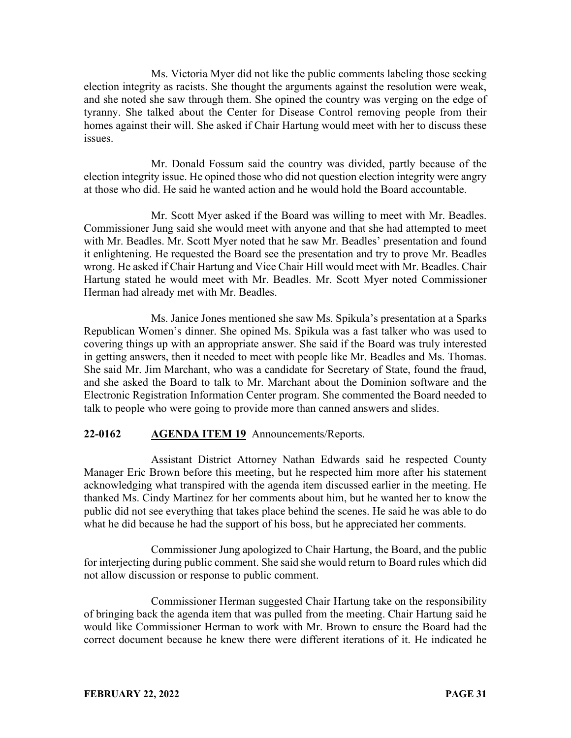Ms. Victoria Myer did not like the public comments labeling those seeking election integrity as racists. She thought the arguments against the resolution were weak, and she noted she saw through them. She opined the country was verging on the edge of tyranny. She talked about the Center for Disease Control removing people from their homes against their will. She asked if Chair Hartung would meet with her to discuss these issues.

Mr. Donald Fossum said the country was divided, partly because of the election integrity issue. He opined those who did not question election integrity were angry at those who did. He said he wanted action and he would hold the Board accountable.

Mr. Scott Myer asked if the Board was willing to meet with Mr. Beadles. Commissioner Jung said she would meet with anyone and that she had attempted to meet with Mr. Beadles. Mr. Scott Myer noted that he saw Mr. Beadles' presentation and found it enlightening. He requested the Board see the presentation and try to prove Mr. Beadles wrong. He asked if Chair Hartung and Vice Chair Hill would meet with Mr. Beadles. Chair Hartung stated he would meet with Mr. Beadles. Mr. Scott Myer noted Commissioner Herman had already met with Mr. Beadles.

Ms. Janice Jones mentioned she saw Ms. Spikula's presentation at a Sparks Republican Women's dinner. She opined Ms. Spikula was a fast talker who was used to covering things up with an appropriate answer. She said if the Board was truly interested in getting answers, then it needed to meet with people like Mr. Beadles and Ms. Thomas. She said Mr. Jim Marchant, who was a candidate for Secretary of State, found the fraud, and she asked the Board to talk to Mr. Marchant about the Dominion software and the Electronic Registration Information Center program. She commented the Board needed to talk to people who were going to provide more than canned answers and slides.

**22-0162 AGENDA ITEM 19** Announcements/Reports.

Assistant District Attorney Nathan Edwards said he respected County Manager Eric Brown before this meeting, but he respected him more after his statement acknowledging what transpired with the agenda item discussed earlier in the meeting. He thanked Ms. Cindy Martinez for her comments about him, but he wanted her to know the public did not see everything that takes place behind the scenes. He said he was able to do what he did because he had the support of his boss, but he appreciated her comments.

Commissioner Jung apologized to Chair Hartung, the Board, and the public for interjecting during public comment. She said she would return to Board rules which did not allow discussion or response to public comment.

Commissioner Herman suggested Chair Hartung take on the responsibility of bringing back the agenda item that was pulled from the meeting. Chair Hartung said he would like Commissioner Herman to work with Mr. Brown to ensure the Board had the correct document because he knew there were different iterations of it. He indicated he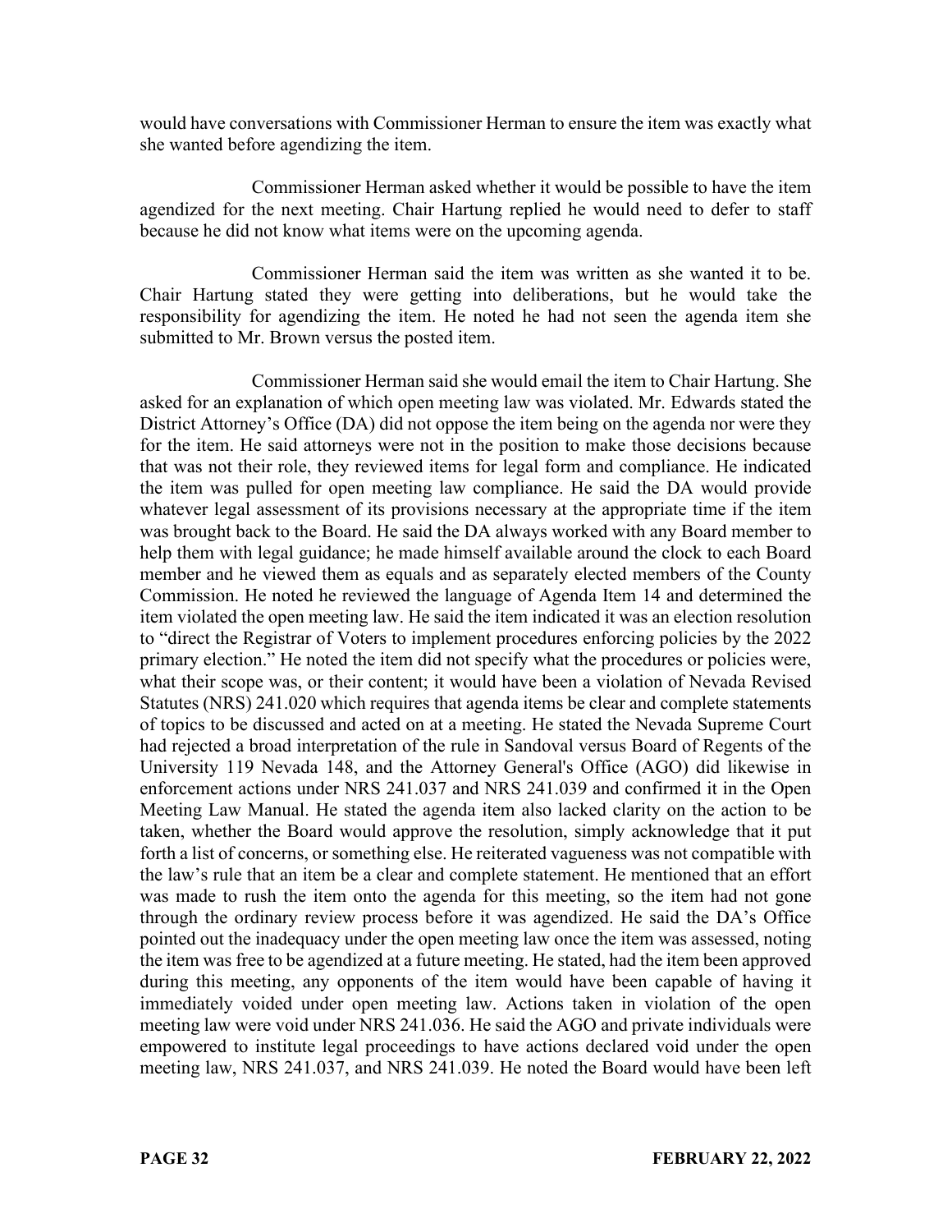would have conversations with Commissioner Herman to ensure the item was exactly what she wanted before agendizing the item.

Commissioner Herman asked whether it would be possible to have the item agendized for the next meeting. Chair Hartung replied he would need to defer to staff because he did not know what items were on the upcoming agenda.

Commissioner Herman said the item was written as she wanted it to be. Chair Hartung stated they were getting into deliberations, but he would take the responsibility for agendizing the item. He noted he had not seen the agenda item she submitted to Mr. Brown versus the posted item.

Commissioner Herman said she would email the item to Chair Hartung. She asked for an explanation of which open meeting law was violated. Mr. Edwards stated the District Attorney's Office (DA) did not oppose the item being on the agenda nor were they for the item. He said attorneys were not in the position to make those decisions because that was not their role, they reviewed items for legal form and compliance. He indicated the item was pulled for open meeting law compliance. He said the DA would provide whatever legal assessment of its provisions necessary at the appropriate time if the item was brought back to the Board. He said the DA always worked with any Board member to help them with legal guidance; he made himself available around the clock to each Board member and he viewed them as equals and as separately elected members of the County Commission. He noted he reviewed the language of Agenda Item 14 and determined the item violated the open meeting law. He said the item indicated it was an election resolution to "direct the Registrar of Voters to implement procedures enforcing policies by the 2022 primary election." He noted the item did not specify what the procedures or policies were, what their scope was, or their content; it would have been a violation of Nevada Revised Statutes (NRS) 241.020 which requires that agenda items be clear and complete statements of topics to be discussed and acted on at a meeting. He stated the Nevada Supreme Court had rejected a broad interpretation of the rule in Sandoval versus Board of Regents of the University 119 Nevada 148, and the Attorney General's Office (AGO) did likewise in enforcement actions under NRS 241.037 and NRS 241.039 and confirmed it in the Open Meeting Law Manual. He stated the agenda item also lacked clarity on the action to be taken, whether the Board would approve the resolution, simply acknowledge that it put forth a list of concerns, or something else. He reiterated vagueness was not compatible with the law's rule that an item be a clear and complete statement. He mentioned that an effort was made to rush the item onto the agenda for this meeting, so the item had not gone through the ordinary review process before it was agendized. He said the DA's Office pointed out the inadequacy under the open meeting law once the item was assessed, noting the item was free to be agendized at a future meeting. He stated, had the item been approved during this meeting, any opponents of the item would have been capable of having it immediately voided under open meeting law. Actions taken in violation of the open meeting law were void under NRS 241.036. He said the AGO and private individuals were empowered to institute legal proceedings to have actions declared void under the open meeting law, NRS 241.037, and NRS 241.039. He noted the Board would have been left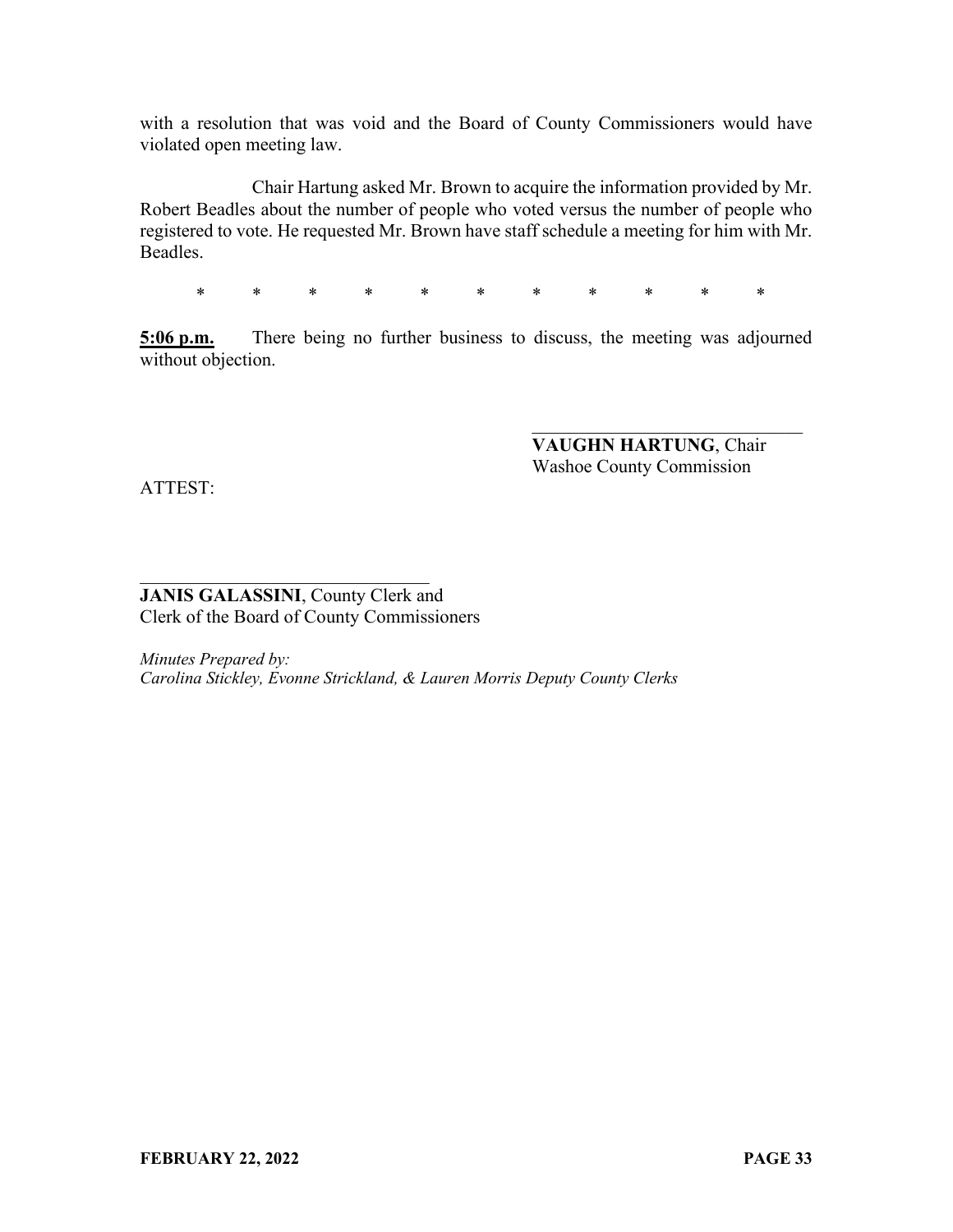with a resolution that was void and the Board of County Commissioners would have violated open meeting law.

Chair Hartung asked Mr. Brown to acquire the information provided by Mr. Robert Beadles about the number of people who voted versus the number of people who registered to vote. He requested Mr. Brown have staff schedule a meeting for him with Mr. Beadles.

\* \* \* \* \* \* \* \* \* \* \*

**5:06 p.m.** There being no further business to discuss, the meeting was adjourned without objection.

\_\_\_\_\_\_\_\_\_\_\_\_\_\_\_\_\_\_\_\_\_\_\_\_\_\_\_\_\_\_
**VAUGHN HARTUNG**, Chair
Washoe County Commission

ATTEST:

\_\_\_\_\_\_\_\_\_\_\_\_\_\_\_\_\_\_\_\_\_\_\_\_\_\_\_\_\_\_\_\_
**JANIS GALASSINI**, County Clerk and
Clerk of the Board of County Commissioners

*Minutes Prepared by:*
*Carolina Stickley, Evonne Strickland, & Lauren Morris Deputy County Clerks*